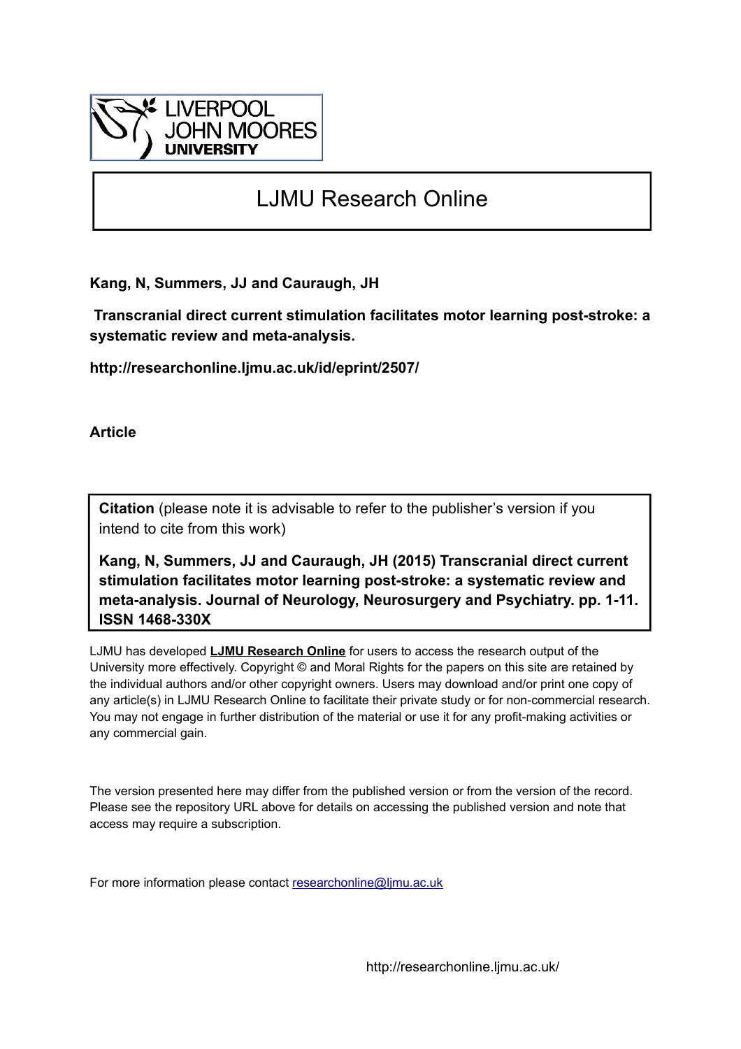LIVERPOOL JOHN MOORES UNIVERSITY

# LJMU Research Online

**Kang, N, Summers, JJ and Cauraugh, JH**

**Transcranial direct current stimulation facilitates motor learning post-stroke: a systematic review and meta-analysis.**

**http://researchonline.ljmu.ac.uk/id/eprint/2507/**

**Article**

**Citation** (please note it is advisable to refer to the publisher's version if you intend to cite from this work)

**Kang, N, Summers, JJ and Cauraugh, JH (2015) Transcranial direct current stimulation facilitates motor learning post-stroke: a systematic review and meta-analysis. Journal of Neurology, Neurosurgery and Psychiatry. pp. 1-11. ISSN 1468-330X**

LJMU has developed **LJMU Research Online** for users to access the research output of the University more effectively. Copyright © and Moral Rights for the papers on this site are retained by the individual authors and/or other copyright owners. Users may download and/or print one copy of any article(s) in LJMU Research Online to facilitate their private study or for non-commercial research. You may not engage in further distribution of the material or use it for any profit-making activities or any commercial gain.

The version presented here may differ from the published version or from the version of the record. Please see the repository URL above for details on accessing the published version and note that access may require a subscription.

For more information please contact researchonline@ljmu.ac.uk

http://researchonline.ljmu.ac.uk/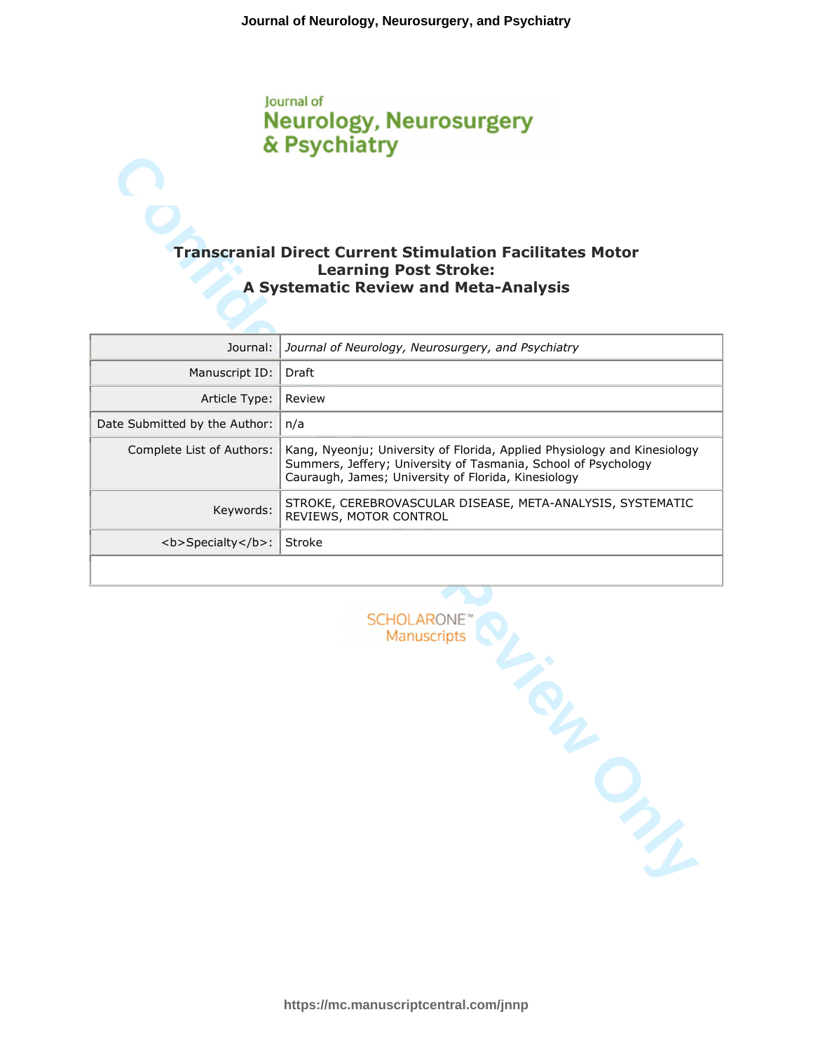# Transcranial Direct Current Stimulation Facilitates Motor Learning Post Stroke: A Systematic Review and Meta-Analysis

| | |
|---|---|
| Journal: | *Journal of Neurology, Neurosurgery, and Psychiatry* |
| Manuscript ID: | Draft |
| Article Type: | Review |
| Date Submitted by the Author: | n/a |
| Complete List of Authors: | Kang, Nyeonju; University of Florida, Applied Physiology and Kinesiology<br>Summers, Jeffery; University of Tasmania, School of Psychology<br>Cauraugh, James; University of Florida, Kinesiology |
| Keywords: | STROKE, CEREBROVASCULAR DISEASE, META-ANALYSIS, SYSTEMATIC REVIEWS, MOTOR CONTROL |
| <b>Specialty</b>: | Stroke |
| | |

SCHOLARONE™ Manuscripts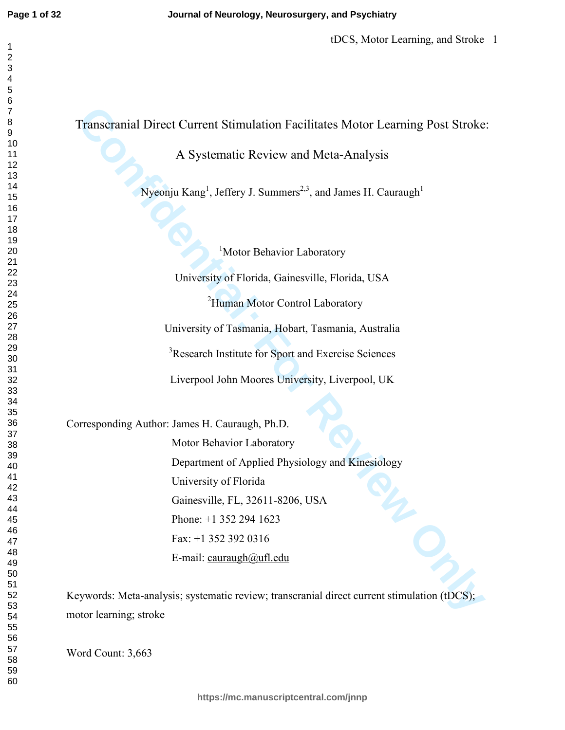# Transcranial Direct Current Stimulation Facilitates Motor Learning Post Stroke: A Systematic Review and Meta-Analysis

Nyeonju Kang[1], Jeffery J. Summers[2,3], and James H. Cauraugh[1]

[1]Motor Behavior Laboratory

University of Florida, Gainesville, Florida, USA

[2]Human Motor Control Laboratory

University of Tasmania, Hobart, Tasmania, Australia

[3]Research Institute for Sport and Exercise Sciences

Liverpool John Moores University, Liverpool, UK

Corresponding Author: James H. Cauraugh, Ph.D.

Motor Behavior Laboratory

Department of Applied Physiology and Kinesiology

University of Florida

Gainesville, FL, 32611-8206, USA

Phone: +1 352 294 1623

Fax: +1 352 392 0316

E-mail: cauraugh@ufl.edu

Keywords: Meta-analysis; systematic review; transcranial direct current stimulation (tDCS); motor learning; stroke

Word Count: 3,663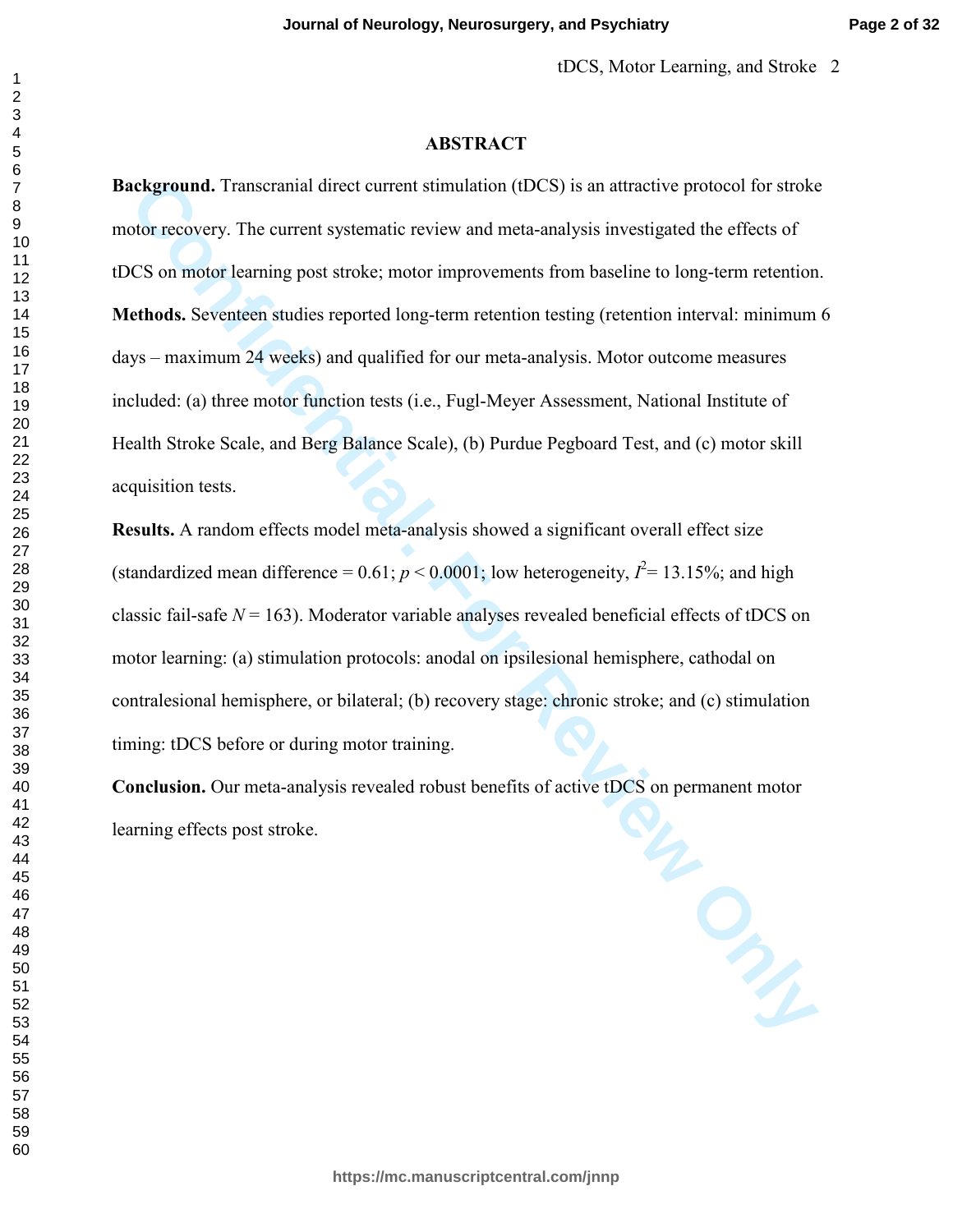## ABSTRACT

**Background.** Transcranial direct current stimulation (tDCS) is an attractive protocol for stroke motor recovery. The current systematic review and meta-analysis investigated the effects of tDCS on motor learning post stroke; motor improvements from baseline to long-term retention.

**Methods.** Seventeen studies reported long-term retention testing (retention interval: minimum 6 days – maximum 24 weeks) and qualified for our meta-analysis. Motor outcome measures included: (a) three motor function tests (i.e., Fugl-Meyer Assessment, National Institute of Health Stroke Scale, and Berg Balance Scale), (b) Purdue Pegboard Test, and (c) motor skill acquisition tests.

**Results.** A random effects model meta-analysis showed a significant overall effect size (standardized mean difference = 0.61; $p < 0.0001$; low heterogeneity, $I^2 = 13.15\%$; and high classic fail-safe $N = 163$). Moderator variable analyses revealed beneficial effects of tDCS on motor learning: (a) stimulation protocols: anodal on ipsilesional hemisphere, cathodal on contralesional hemisphere, or bilateral; (b) recovery stage: chronic stroke; and (c) stimulation timing: tDCS before or during motor training.

**Conclusion.** Our meta-analysis revealed robust benefits of active tDCS on permanent motor learning effects post stroke.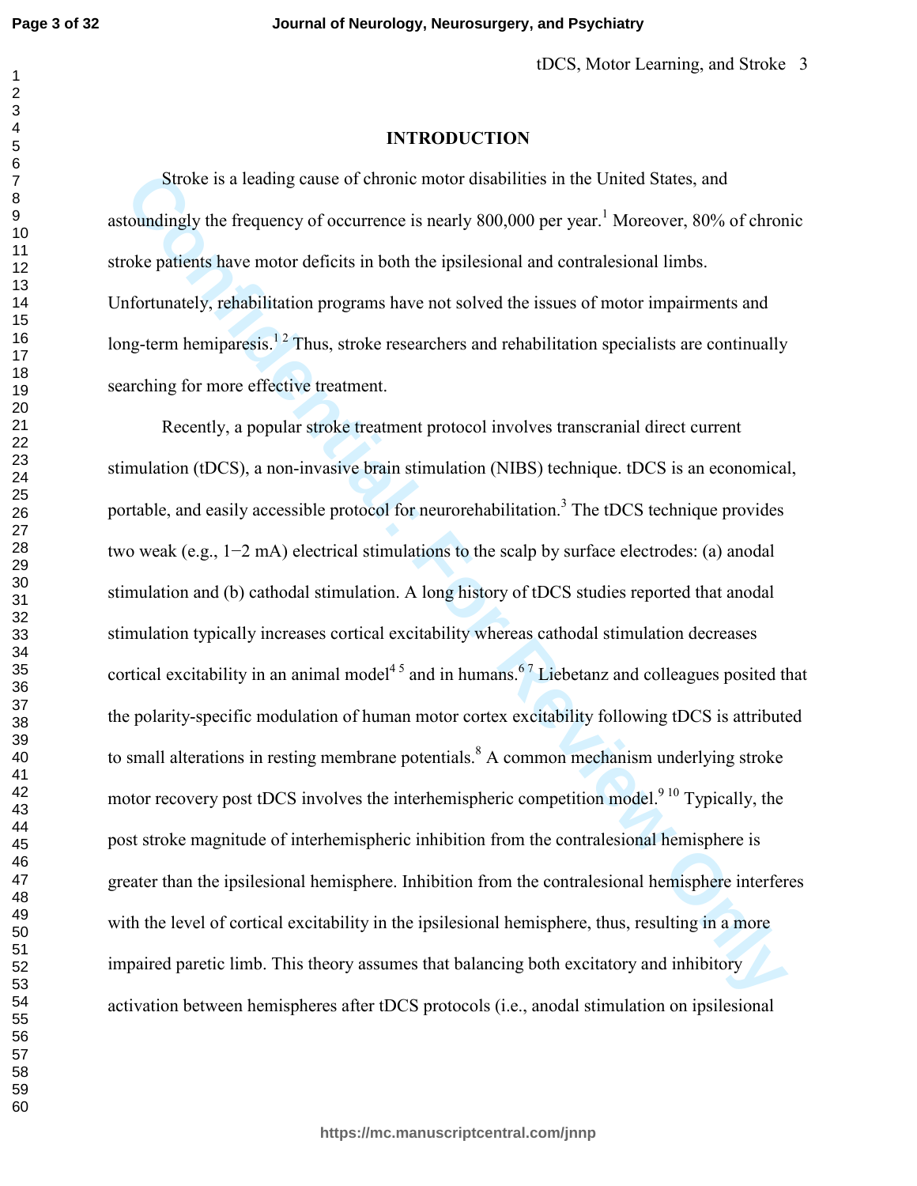## INTRODUCTION

Stroke is a leading cause of chronic motor disabilities in the United States, and astoundingly the frequency of occurrence is nearly 800,000 per year.[1] Moreover, 80% of chronic stroke patients have motor deficits in both the ipsilesional and contralesional limbs. Unfortunately, rehabilitation programs have not solved the issues of motor impairments and long-term hemiparesis.[1 2] Thus, stroke researchers and rehabilitation specialists are continually searching for more effective treatment.

Recently, a popular stroke treatment protocol involves transcranial direct current stimulation (tDCS), a non-invasive brain stimulation (NIBS) technique. tDCS is an economical, portable, and easily accessible protocol for neurorehabilitation.[3] The tDCS technique provides two weak (e.g., 1−2 mA) electrical stimulations to the scalp by surface electrodes: (a) anodal stimulation and (b) cathodal stimulation. A long history of tDCS studies reported that anodal stimulation typically increases cortical excitability whereas cathodal stimulation decreases cortical excitability in an animal model[4 5] and in humans.[6 7] Liebetanz and colleagues posited that the polarity-specific modulation of human motor cortex excitability following tDCS is attributed to small alterations in resting membrane potentials.[8] A common mechanism underlying stroke motor recovery post tDCS involves the interhemispheric competition model.[9 10] Typically, the post stroke magnitude of interhemispheric inhibition from the contralesional hemisphere is greater than the ipsilesional hemisphere. Inhibition from the contralesional hemisphere interferes with the level of cortical excitability in the ipsilesional hemisphere, thus, resulting in a more impaired paretic limb. This theory assumes that balancing both excitatory and inhibitory activation between hemispheres after tDCS protocols (i.e., anodal stimulation on ipsilesional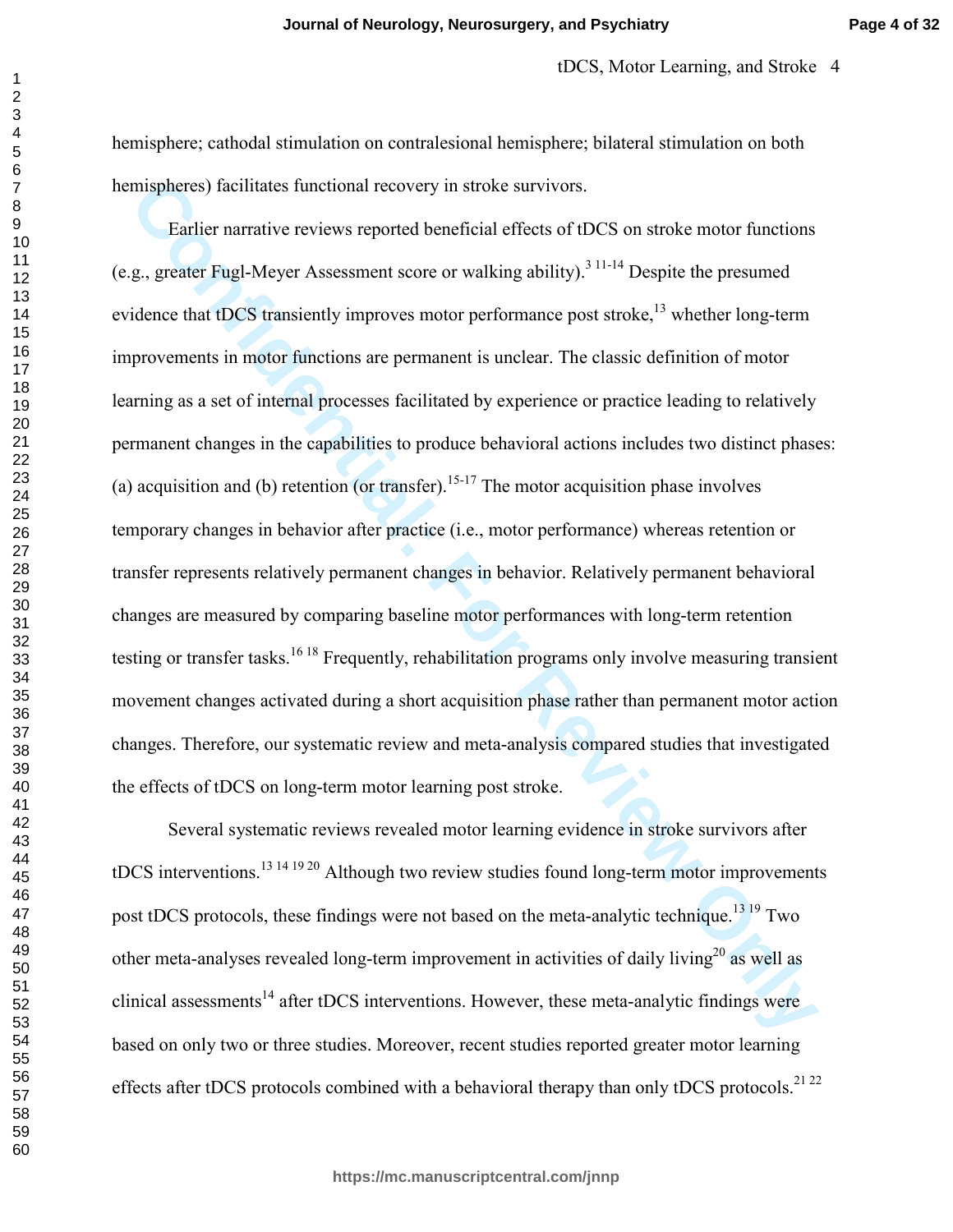hemisphere; cathodal stimulation on contralesional hemisphere; bilateral stimulation on both hemispheres) facilitates functional recovery in stroke survivors.

Earlier narrative reviews reported beneficial effects of tDCS on stroke motor functions (e.g., greater Fugl-Meyer Assessment score or walking ability).[3 11-14] Despite the presumed evidence that tDCS transiently improves motor performance post stroke,[13] whether long-term improvements in motor functions are permanent is unclear. The classic definition of motor learning as a set of internal processes facilitated by experience or practice leading to relatively permanent changes in the capabilities to produce behavioral actions includes two distinct phases: (a) acquisition and (b) retention (or transfer).[15-17] The motor acquisition phase involves temporary changes in behavior after practice (i.e., motor performance) whereas retention or transfer represents relatively permanent changes in behavior. Relatively permanent behavioral changes are measured by comparing baseline motor performances with long-term retention testing or transfer tasks.[16 18] Frequently, rehabilitation programs only involve measuring transient movement changes activated during a short acquisition phase rather than permanent motor action changes. Therefore, our systematic review and meta-analysis compared studies that investigated the effects of tDCS on long-term motor learning post stroke.

Several systematic reviews revealed motor learning evidence in stroke survivors after tDCS interventions.[13 14 19 20] Although two review studies found long-term motor improvements post tDCS protocols, these findings were not based on the meta-analytic technique.[13 19] Two other meta-analyses revealed long-term improvement in activities of daily living[20] as well as clinical assessments[14] after tDCS interventions. However, these meta-analytic findings were based on only two or three studies. Moreover, recent studies reported greater motor learning effects after tDCS protocols combined with a behavioral therapy than only tDCS protocols.[21 22]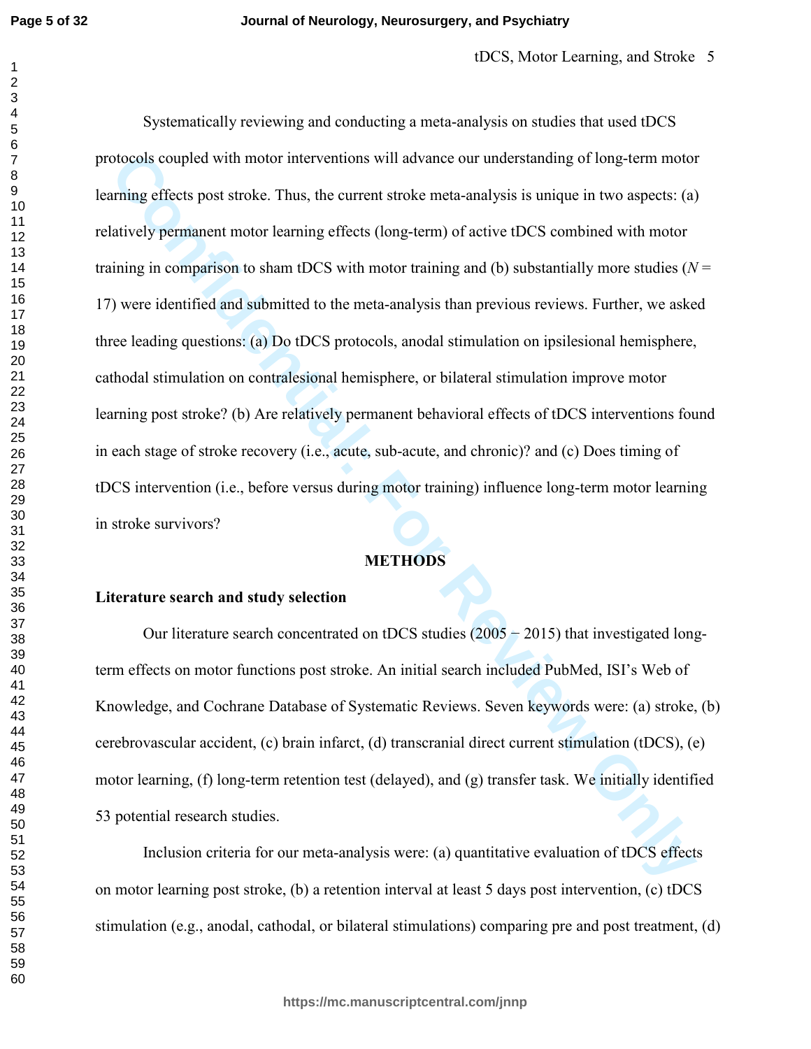Systematically reviewing and conducting a meta-analysis on studies that used tDCS protocols coupled with motor interventions will advance our understanding of long-term motor learning effects post stroke. Thus, the current stroke meta-analysis is unique in two aspects: (a) relatively permanent motor learning effects (long-term) of active tDCS combined with motor training in comparison to sham tDCS with motor training and (b) substantially more studies ($N$ = 17) were identified and submitted to the meta-analysis than previous reviews. Further, we asked three leading questions: (a) Do tDCS protocols, anodal stimulation on ipsilesional hemisphere, cathodal stimulation on contralesional hemisphere, or bilateral stimulation improve motor learning post stroke? (b) Are relatively permanent behavioral effects of tDCS interventions found in each stage of stroke recovery (i.e., acute, sub-acute, and chronic)? and (c) Does timing of tDCS intervention (i.e., before versus during motor training) influence long-term motor learning in stroke survivors?

## METHODS

### Literature search and study selection

Our literature search concentrated on tDCS studies (2005 − 2015) that investigated long-term effects on motor functions post stroke. An initial search included PubMed, ISI's Web of Knowledge, and Cochrane Database of Systematic Reviews. Seven keywords were: (a) stroke, (b) cerebrovascular accident, (c) brain infarct, (d) transcranial direct current stimulation (tDCS), (e) motor learning, (f) long-term retention test (delayed), and (g) transfer task. We initially identified 53 potential research studies.

Inclusion criteria for our meta-analysis were: (a) quantitative evaluation of tDCS effects on motor learning post stroke, (b) a retention interval at least 5 days post intervention, (c) tDCS stimulation (e.g., anodal, cathodal, or bilateral stimulations) comparing pre and post treatment, (d)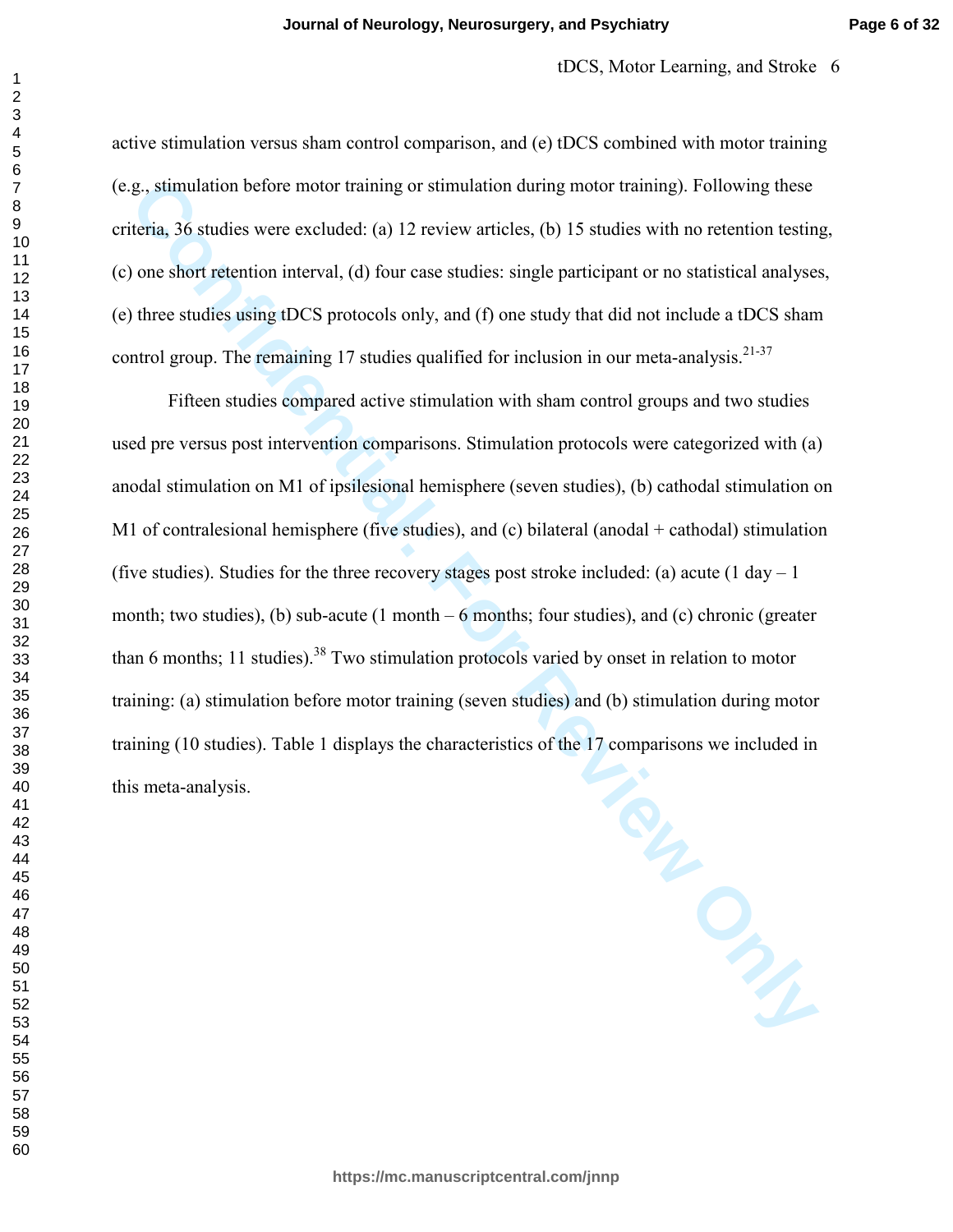active stimulation versus sham control comparison, and (e) tDCS combined with motor training (e.g., stimulation before motor training or stimulation during motor training). Following these criteria, 36 studies were excluded: (a) 12 review articles, (b) 15 studies with no retention testing, (c) one short retention interval, (d) four case studies: single participant or no statistical analyses, (e) three studies using tDCS protocols only, and (f) one study that did not include a tDCS sham control group. The remaining 17 studies qualified for inclusion in our meta-analysis.[21-37]

Fifteen studies compared active stimulation with sham control groups and two studies used pre versus post intervention comparisons. Stimulation protocols were categorized with (a) anodal stimulation on M1 of ipsilesional hemisphere (seven studies), (b) cathodal stimulation on M1 of contralesional hemisphere (five studies), and (c) bilateral (anodal + cathodal) stimulation (five studies). Studies for the three recovery stages post stroke included: (a) acute (1 day – 1 month; two studies), (b) sub-acute (1 month – 6 months; four studies), and (c) chronic (greater than 6 months; 11 studies).[38] Two stimulation protocols varied by onset in relation to motor training: (a) stimulation before motor training (seven studies) and (b) stimulation during motor training (10 studies). Table 1 displays the characteristics of the 17 comparisons we included in this meta-analysis.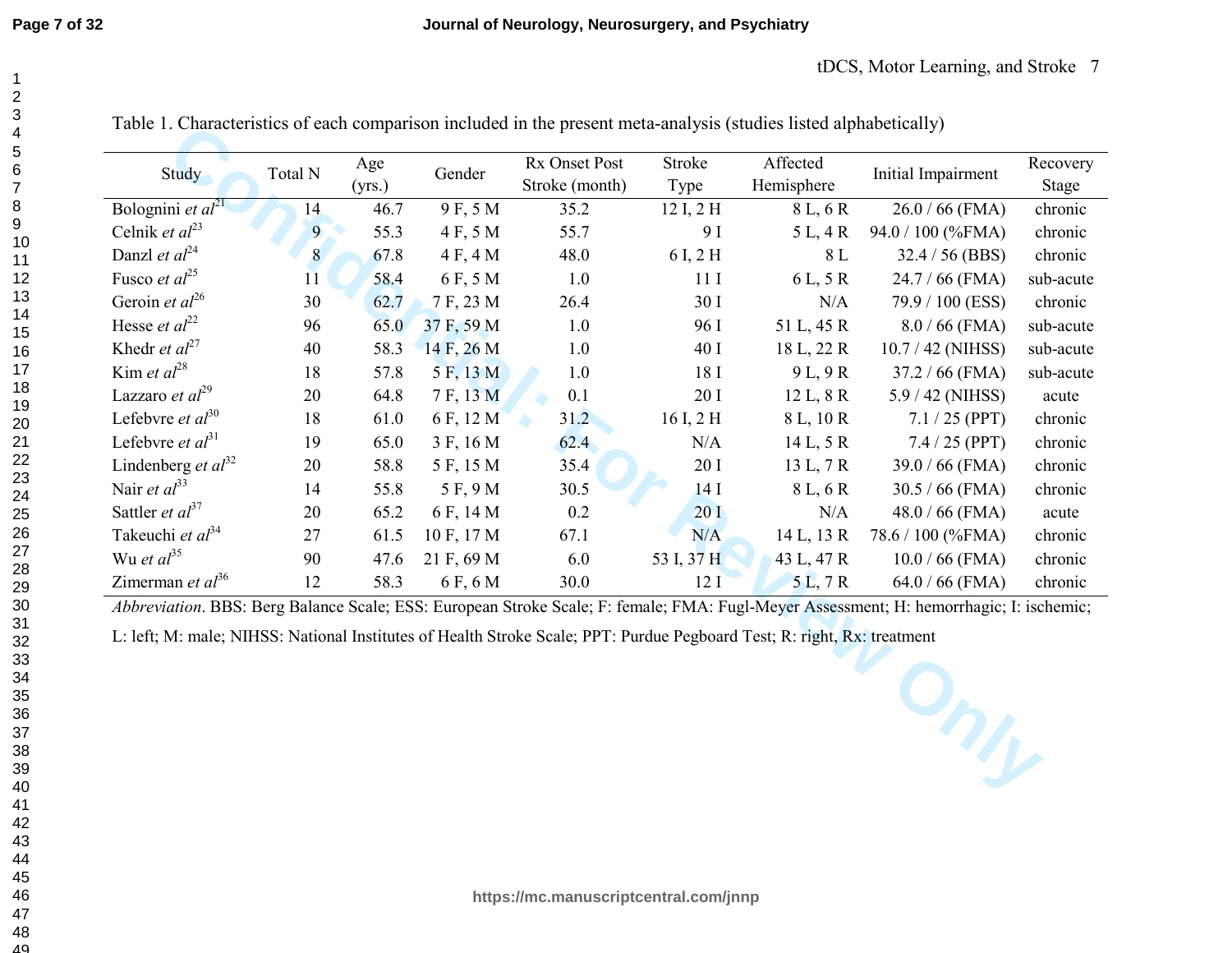Table 1. Characteristics of each comparison included in the present meta-analysis (studies listed alphabetically)

| Study | Total N | Age (yrs.) | Gender | Rx Onset Post Stroke (month) | Stroke Type | Affected Hemisphere | Initial Impairment | Recovery Stage |
|---|---|---|---|---|---|---|---|---|
| Bolognini *et al*[21] | 14 | 46.7 | 9 F, 5 M | 35.2 | 12 I, 2 H | 8 L, 6 R | 26.0 / 66 (FMA) | chronic |
| Celnik *et al*[23] | 9 | 55.3 | 4 F, 5 M | 55.7 | 9 I | 5 L, 4 R | 94.0 / 100 (%FMA) | chronic |
| Danzl *et al*[24] | 8 | 67.8 | 4 F, 4 M | 48.0 | 6 I, 2 H | 8 L | 32.4 / 56 (BBS) | chronic |
| Fusco *et al*[25] | 11 | 58.4 | 6 F, 5 M | 1.0 | 11 I | 6 L, 5 R | 24.7 / 66 (FMA) | sub-acute |
| Geroin *et al*[26] | 30 | 62.7 | 7 F, 23 M | 26.4 | 30 I | N/A | 79.9 / 100 (ESS) | chronic |
| Hesse *et al*[22] | 96 | 65.0 | 37 F, 59 M | 1.0 | 96 I | 51 L, 45 R | 8.0 / 66 (FMA) | sub-acute |
| Khedr *et al*[27] | 40 | 58.3 | 14 F, 26 M | 1.0 | 40 I | 18 L, 22 R | 10.7 / 42 (NIHSS) | sub-acute |
| Kim *et al*[28] | 18 | 57.8 | 5 F, 13 M | 1.0 | 18 I | 9 L, 9 R | 37.2 / 66 (FMA) | sub-acute |
| Lazzaro *et al*[29] | 20 | 64.8 | 7 F, 13 M | 0.1 | 20 I | 12 L, 8 R | 5.9 / 42 (NIHSS) | acute |
| Lefebvre *et al*[30] | 18 | 61.0 | 6 F, 12 M | 31.2 | 16 I, 2 H | 8 L, 10 R | 7.1 / 25 (PPT) | chronic |
| Lefebvre *et al*[31] | 19 | 65.0 | 3 F, 16 M | 62.4 | N/A | 14 L, 5 R | 7.4 / 25 (PPT) | chronic |
| Lindenberg *et al*[32] | 20 | 58.8 | 5 F, 15 M | 35.4 | 20 I | 13 L, 7 R | 39.0 / 66 (FMA) | chronic |
| Nair *et al*[33] | 14 | 55.8 | 5 F, 9 M | 30.5 | 14 I | 8 L, 6 R | 30.5 / 66 (FMA) | chronic |
| Sattler *et al*[37] | 20 | 65.2 | 6 F, 14 M | 0.2 | 20 I | N/A | 48.0 / 66 (FMA) | acute |
| Takeuchi *et al*[34] | 27 | 61.5 | 10 F, 17 M | 67.1 | N/A | 14 L, 13 R | 78.6 / 100 (%FMA) | chronic |
| Wu *et al*[35] | 90 | 47.6 | 21 F, 69 M | 6.0 | 53 I, 37 H | 43 L, 47 R | 10.0 / 66 (FMA) | chronic |
| Zimerman *et al*[36] | 12 | 58.3 | 6 F, 6 M | 30.0 | 12 I | 5 L, 7 R | 64.0 / 66 (FMA) | chronic |

*Abbreviation*. BBS: Berg Balance Scale; ESS: European Stroke Scale; F: female; FMA: Fugl-Meyer Assessment; H: hemorrhagic; I: ischemic; L: left; M: male; NIHSS: National Institutes of Health Stroke Scale; PPT: Purdue Pegboard Test; R: right, Rx: treatment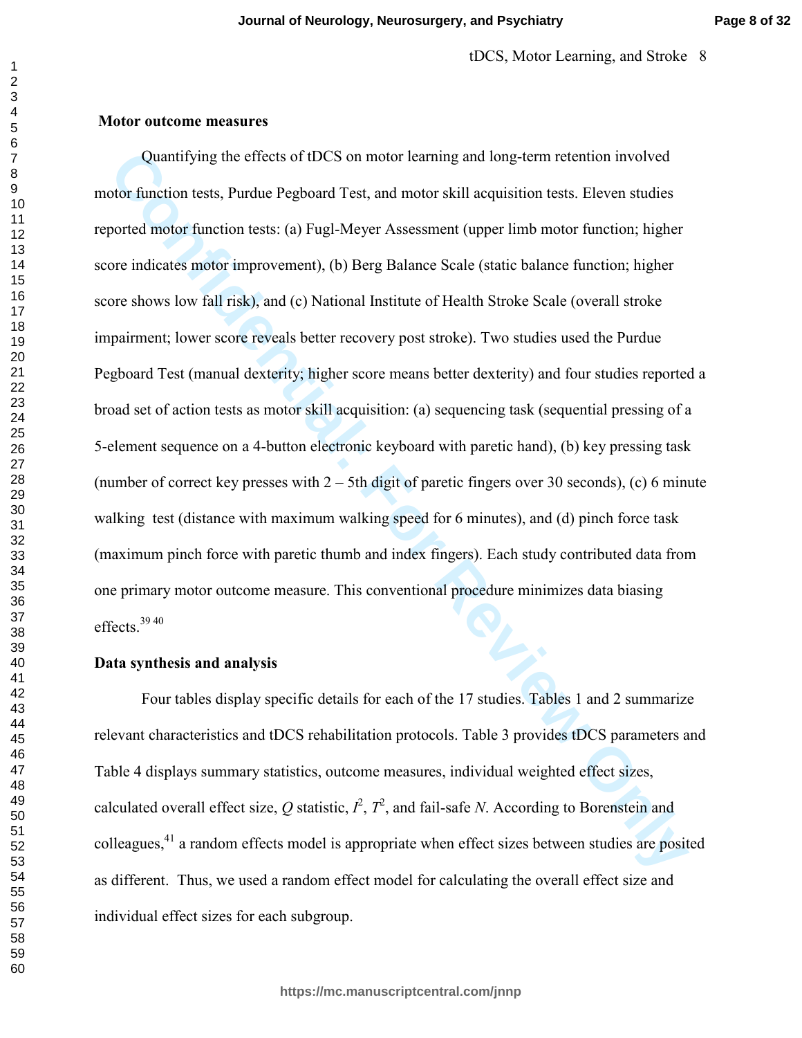**Motor outcome measures**

Quantifying the effects of tDCS on motor learning and long-term retention involved motor function tests, Purdue Pegboard Test, and motor skill acquisition tests. Eleven studies reported motor function tests: (a) Fugl-Meyer Assessment (upper limb motor function; higher score indicates motor improvement), (b) Berg Balance Scale (static balance function; higher score shows low fall risk), and (c) National Institute of Health Stroke Scale (overall stroke impairment; lower score reveals better recovery post stroke). Two studies used the Purdue Pegboard Test (manual dexterity; higher score means better dexterity) and four studies reported a broad set of action tests as motor skill acquisition: (a) sequencing task (sequential pressing of a 5-element sequence on a 4-button electronic keyboard with paretic hand), (b) key pressing task (number of correct key presses with 2 – 5th digit of paretic fingers over 30 seconds), (c) 6 minute walking test (distance with maximum walking speed for 6 minutes), and (d) pinch force task (maximum pinch force with paretic thumb and index fingers). Each study contributed data from one primary motor outcome measure. This conventional procedure minimizes data biasing effects.[39 40]

**Data synthesis and analysis**

Four tables display specific details for each of the 17 studies. Tables 1 and 2 summarize relevant characteristics and tDCS rehabilitation protocols. Table 3 provides tDCS parameters and Table 4 displays summary statistics, outcome measures, individual weighted effect sizes, calculated overall effect size, $Q$ statistic, $I^2$, $T^2$, and fail-safe $N$. According to Borenstein and colleagues,[41] a random effects model is appropriate when effect sizes between studies are posited as different. Thus, we used a random effect model for calculating the overall effect size and individual effect sizes for each subgroup.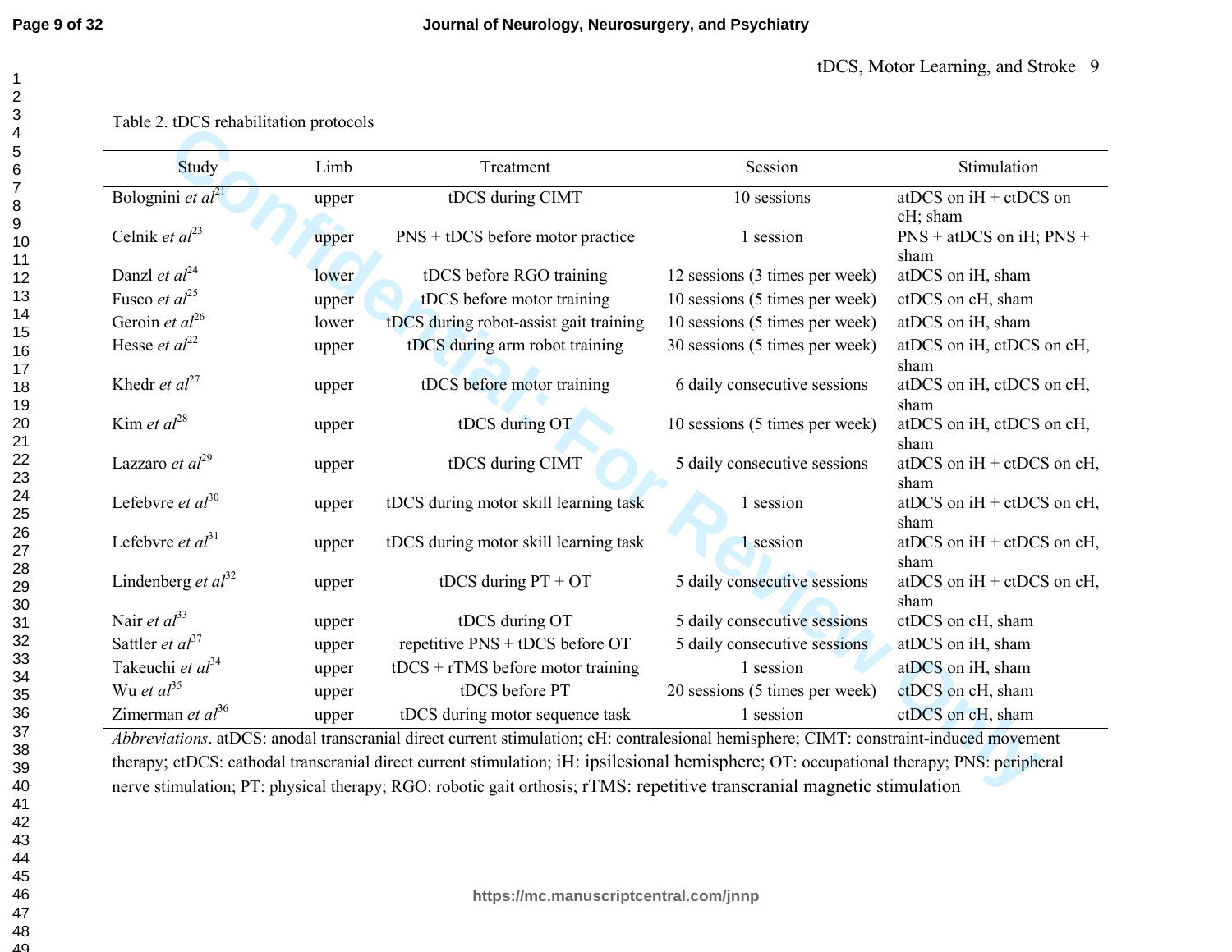Table 2. tDCS rehabilitation protocols

| Study | Limb | Treatment | Session | Stimulation |
|---|---|---|---|---|
| Bolognini *et al*[21] | upper | tDCS during CIMT | 10 sessions | atDCS on iH + ctDCS on cH; sham |
| Celnik *et al*[23] | upper | PNS + tDCS before motor practice | 1 session | PNS + atDCS on iH; PNS + sham |
| Danzl *et al*[24] | lower | tDCS before RGO training | 12 sessions (3 times per week) | atDCS on iH, sham |
| Fusco *et al*[25] | upper | tDCS before motor training | 10 sessions (5 times per week) | ctDCS on cH, sham |
| Geroin *et al*[26] | lower | tDCS during robot-assist gait training | 10 sessions (5 times per week) | atDCS on iH, sham |
| Hesse *et al*[22] | upper | tDCS during arm robot training | 30 sessions (5 times per week) | atDCS on iH, ctDCS on cH, sham |
| Khedr *et al*[27] | upper | tDCS before motor training | 6 daily consecutive sessions | atDCS on iH, ctDCS on cH, sham |
| Kim *et al*[28] | upper | tDCS during OT | 10 sessions (5 times per week) | atDCS on iH, ctDCS on cH, sham |
| Lazzaro *et al*[29] | upper | tDCS during CIMT | 5 daily consecutive sessions | atDCS on iH + ctDCS on cH, sham |
| Lefebvre *et al*[30] | upper | tDCS during motor skill learning task | 1 session | atDCS on iH + ctDCS on cH, sham |
| Lefebvre *et al*[31] | upper | tDCS during motor skill learning task | 1 session | atDCS on iH + ctDCS on cH, sham |
| Lindenberg *et al*[32] | upper | tDCS during PT + OT | 5 daily consecutive sessions | atDCS on iH + ctDCS on cH, sham |
| Nair *et al*[33] | upper | tDCS during OT | 5 daily consecutive sessions | ctDCS on cH, sham |
| Sattler *et al*[37] | upper | repetitive PNS + tDCS before OT | 5 daily consecutive sessions | atDCS on iH, sham |
| Takeuchi *et al*[34] | upper | tDCS + rTMS before motor training | 1 session | atDCS on iH, sham |
| Wu *et al*[35] | upper | tDCS before PT | 20 sessions (5 times per week) | ctDCS on cH, sham |
| Zimerman *et al*[36] | upper | tDCS during motor sequence task | 1 session | ctDCS on cH, sham |

*Abbreviations*. atDCS: anodal transcranial direct current stimulation; cH: contralesional hemisphere; CIMT: constraint-induced movement therapy; ctDCS: cathodal transcranial direct current stimulation; iH: ipsilesional hemisphere; OT: occupational therapy; PNS: peripheral nerve stimulation; PT: physical therapy; RGO: robotic gait orthosis; rTMS: repetitive transcranial magnetic stimulation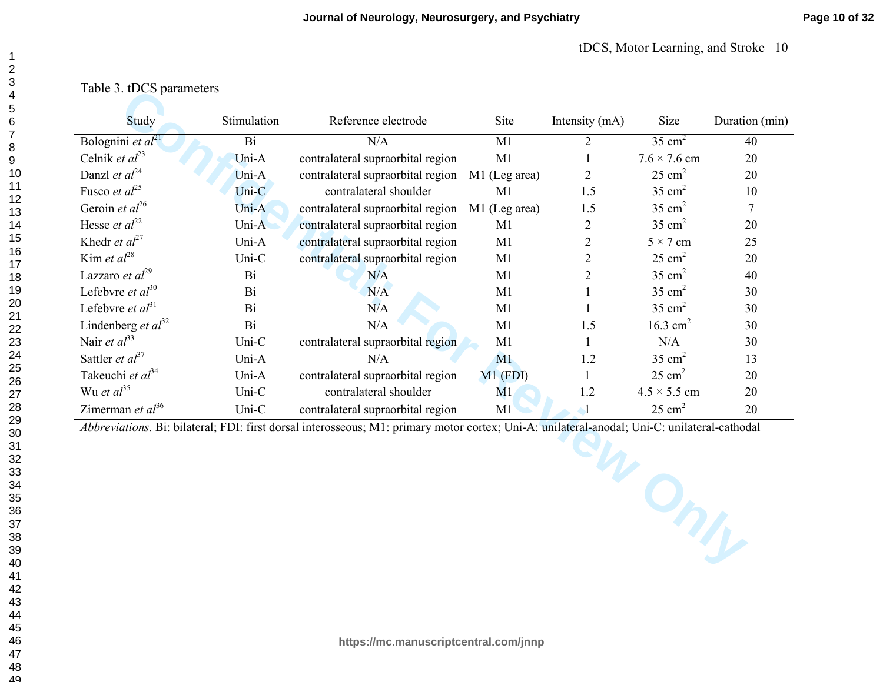Table 3. tDCS parameters

| Study | Stimulation | Reference electrode | Site | Intensity (mA) | Size | Duration (min) |
|---|---|---|---|---|---|---|
| Bolognini *et al*[21] | Bi | N/A | M1 | 2 | 35 cm$^2$ | 40 |
| Celnik *et al*[23] | Uni-A | contralateral supraorbital region | M1 | 1 | 7.6 × 7.6 cm | 20 |
| Danzl *et al*[24] | Uni-A | contralateral supraorbital region | M1 (Leg area) | 2 | 25 cm$^2$ | 20 |
| Fusco *et al*[25] | Uni-C | contralateral shoulder | M1 | 1.5 | 35 cm$^2$ | 10 |
| Geroin *et al*[26] | Uni-A | contralateral supraorbital region | M1 (Leg area) | 1.5 | 35 cm$^2$ | 7 |
| Hesse *et al*[22] | Uni-A | contralateral supraorbital region | M1 | 2 | 35 cm$^2$ | 20 |
| Khedr *et al*[27] | Uni-A | contralateral supraorbital region | M1 | 2 | 5 × 7 cm | 25 |
| Kim *et al*[28] | Uni-C | contralateral supraorbital region | M1 | 2 | 25 cm$^2$ | 20 |
| Lazzaro *et al*[29] | Bi | N/A | M1 | 2 | 35 cm$^2$ | 40 |
| Lefebvre *et al*[30] | Bi | N/A | M1 | 1 | 35 cm$^2$ | 30 |
| Lefebvre *et al*[31] | Bi | N/A | M1 | 1 | 35 cm$^2$ | 30 |
| Lindenberg *et al*[32] | Bi | N/A | M1 | 1.5 | 16.3 cm$^2$ | 30 |
| Nair *et al*[33] | Uni-C | contralateral supraorbital region | M1 | 1 | N/A | 30 |
| Sattler *et al*[37] | Uni-A | N/A | M1 | 1.2 | 35 cm$^2$ | 13 |
| Takeuchi *et al*[34] | Uni-A | contralateral supraorbital region | M1 (FDI) | 1 | 25 cm$^2$ | 20 |
| Wu *et al*[35] | Uni-C | contralateral shoulder | M1 | 1.2 | 4.5 × 5.5 cm | 20 |
| Zimerman *et al*[36] | Uni-C | contralateral supraorbital region | M1 | 1 | 25 cm$^2$ | 20 |

*Abbreviations*. Bi: bilateral; FDI: first dorsal interosseous; M1: primary motor cortex; Uni-A: unilateral-anodal; Uni-C: unilateral-cathodal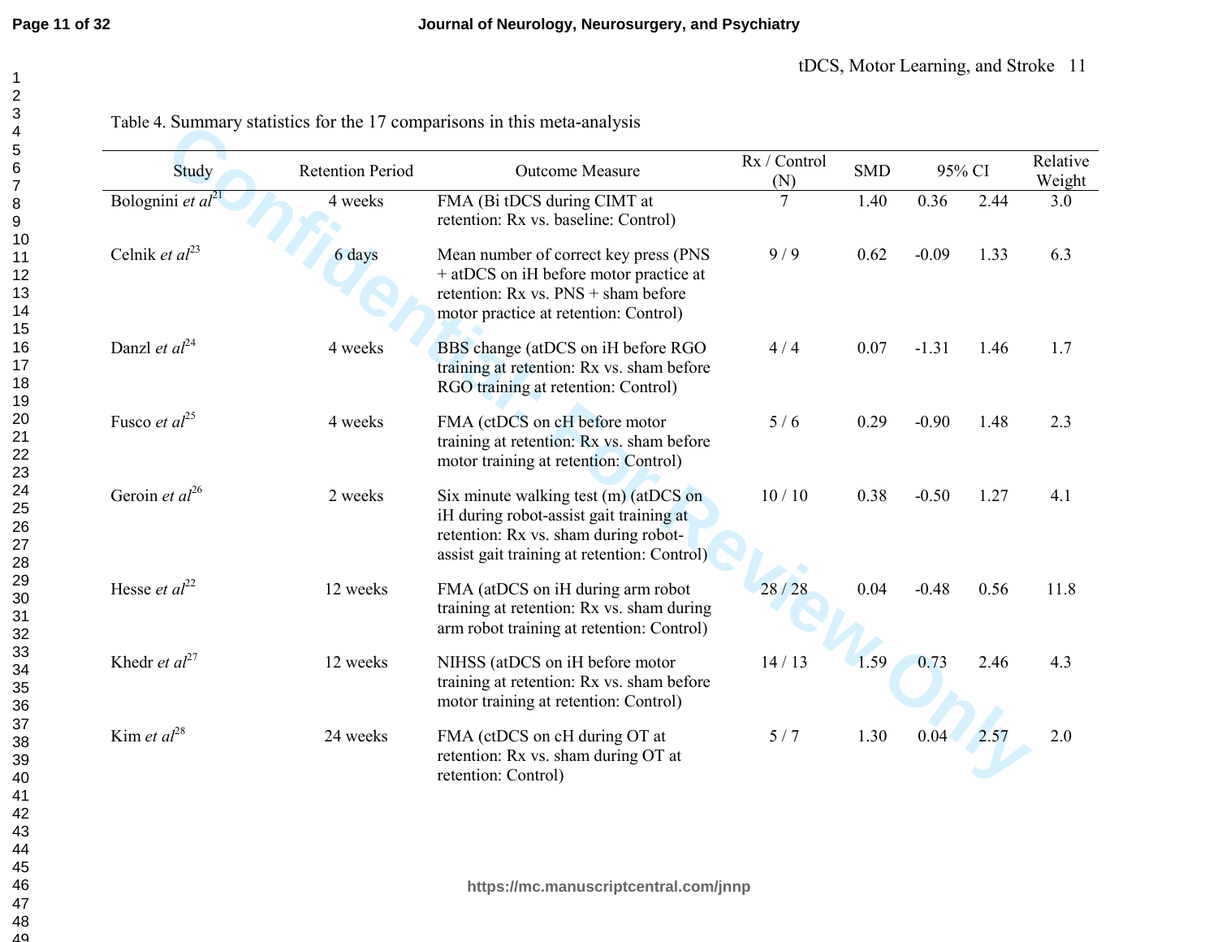Table 4. Summary statistics for the 17 comparisons in this meta-analysis

| Study | Retention Period | Outcome Measure | Rx / Control (N) | SMD | 95% CI | | Relative Weight |
|---|---|---|---|---|---|---|---|
| Bolognini *et al*[21] | 4 weeks | FMA (Bi tDCS during CIMT at retention: Rx vs. baseline: Control) | 7 | 1.40 | 0.36 | 2.44 | 3.0 |
| Celnik *et al*[23] | 6 days | Mean number of correct key press (PNS + atDCS on iH before motor practice at retention: Rx vs. PNS + sham before motor practice at retention: Control) | 9 / 9 | 0.62 | -0.09 | 1.33 | 6.3 |
| Danzl *et al*[24] | 4 weeks | BBS change (atDCS on iH before RGO training at retention: Rx vs. sham before RGO training at retention: Control) | 4 / 4 | 0.07 | -1.31 | 1.46 | 1.7 |
| Fusco *et al*[25] | 4 weeks | FMA (ctDCS on cH before motor training at retention: Rx vs. sham before motor training at retention: Control) | 5 / 6 | 0.29 | -0.90 | 1.48 | 2.3 |
| Geroin *et al*[26] | 2 weeks | Six minute walking test (m) (atDCS on iH during robot-assist gait training at retention: Rx vs. sham during robot-assist gait training at retention: Control) | 10 / 10 | 0.38 | -0.50 | 1.27 | 4.1 |
| Hesse *et al*[22] | 12 weeks | FMA (atDCS on iH during arm robot training at retention: Rx vs. sham during arm robot training at retention: Control) | 28 / 28 | 0.04 | -0.48 | 0.56 | 11.8 |
| Khedr *et al*[27] | 12 weeks | NIHSS (atDCS on iH before motor training at retention: Rx vs. sham before motor training at retention: Control) | 14 / 13 | 1.59 | 0.73 | 2.46 | 4.3 |
| Kim *et al*[28] | 24 weeks | FMA (ctDCS on cH during OT at retention: Rx vs. sham during OT at retention: Control) | 5 / 7 | 1.30 | 0.04 | 2.57 | 2.0 |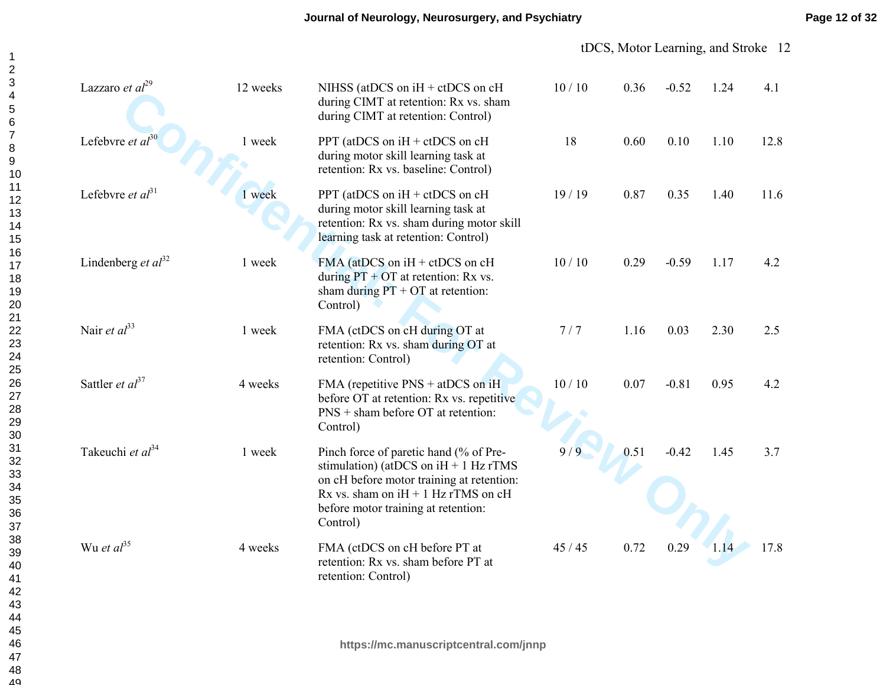| | | | | | | | |
|---|---|---|---|---|---|---|---|
| Lazzaro *et al*[29] | 12 weeks | NIHSS (atDCS on iH + ctDCS on cH during CIMT at retention: Rx vs. sham during CIMT at retention: Control) | 10 / 10 | 0.36 | -0.52 | 1.24 | 4.1 |
| Lefebvre *et al*[30] | 1 week | PPT (atDCS on iH + ctDCS on cH during motor skill learning task at retention: Rx vs. baseline: Control) | 18 | 0.60 | 0.10 | 1.10 | 12.8 |
| Lefebvre *et al*[31] | 1 week | PPT (atDCS on iH + ctDCS on cH during motor skill learning task at retention: Rx vs. sham during motor skill learning task at retention: Control) | 19 / 19 | 0.87 | 0.35 | 1.40 | 11.6 |
| Lindenberg *et al*[32] | 1 week | FMA (atDCS on iH + ctDCS on cH during PT + OT at retention: Rx vs. sham during PT + OT at retention: Control) | 10 / 10 | 0.29 | -0.59 | 1.17 | 4.2 |
| Nair *et al*[33] | 1 week | FMA (ctDCS on cH during OT at retention: Rx vs. sham during OT at retention: Control) | 7 / 7 | 1.16 | 0.03 | 2.30 | 2.5 |
| Sattler *et al*[37] | 4 weeks | FMA (repetitive PNS + atDCS on iH before OT at retention: Rx vs. repetitive PNS + sham before OT at retention: Control) | 10 / 10 | 0.07 | -0.81 | 0.95 | 4.2 |
| Takeuchi *et al*[34] | 1 week | Pinch force of paretic hand (% of Pre-stimulation) (atDCS on iH + 1 Hz rTMS on cH before motor training at retention: Rx vs. sham on iH + 1 Hz rTMS on cH before motor training at retention: Control) | 9 / 9 | 0.51 | -0.42 | 1.45 | 3.7 |
| Wu *et al*[35] | 4 weeks | FMA (ctDCS on cH before PT at retention: Rx vs. sham before PT at retention: Control) | 45 / 45 | 0.72 | 0.29 | 1.14 | 17.8 |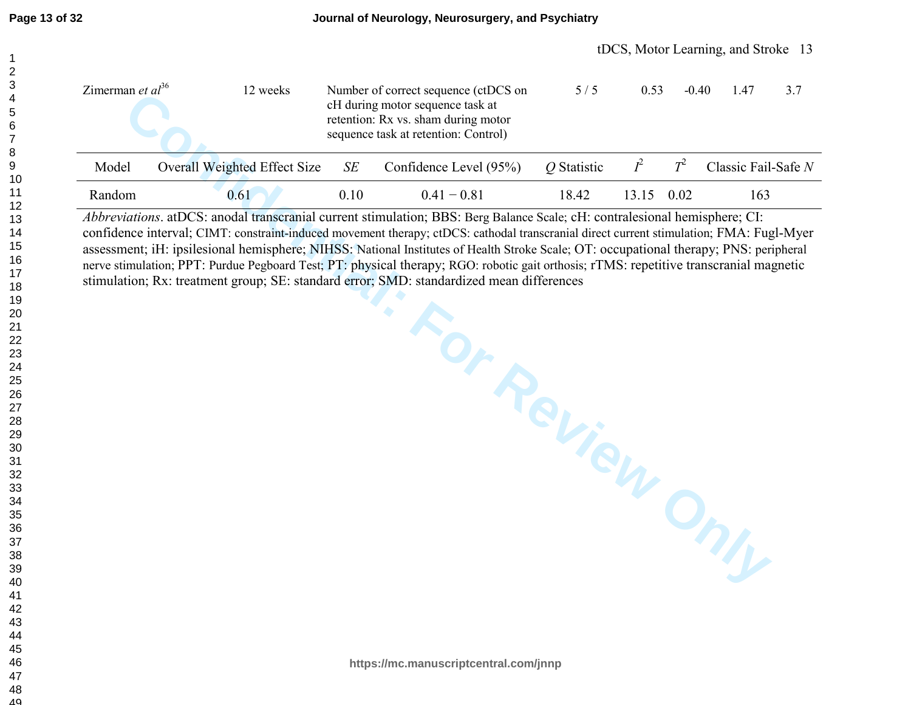| | | | | | | | |
|---|---|---|---|---|---|---|---|
| Zimerman *et al*[36] | 12 weeks | Number of correct sequence (ctDCS on cH during motor sequence task at retention: Rx vs. sham during motor sequence task at retention: Control) | 5 / 5 | 0.53 | -0.40 | 1.47 | 3.7 |

| Model | Overall Weighted Effect Size | *SE* | Confidence Level (95%) | *Q* Statistic | $I^2$ | $T^2$ | Classic Fail-Safe *N* |
|---|---|---|---|---|---|---|---|
| Random | 0.61 | 0.10 | 0.41 − 0.81 | 18.42 | 13.15 | 0.02 | 163 |

*Abbreviations*. atDCS: anodal transcranial current stimulation; BBS: Berg Balance Scale; cH: contralesional hemisphere; CI: confidence interval; CIMT: constraint-induced movement therapy; ctDCS: cathodal transcranial direct current stimulation; FMA: Fugl-Myer assessment; iH: ipsilesional hemisphere; NIHSS: National Institutes of Health Stroke Scale; OT: occupational therapy; PNS: peripheral nerve stimulation; PPT: Purdue Pegboard Test; PT: physical therapy; RGO: robotic gait orthosis; rTMS: repetitive transcranial magnetic stimulation; Rx: treatment group; SE: standard error; SMD: standardized mean differences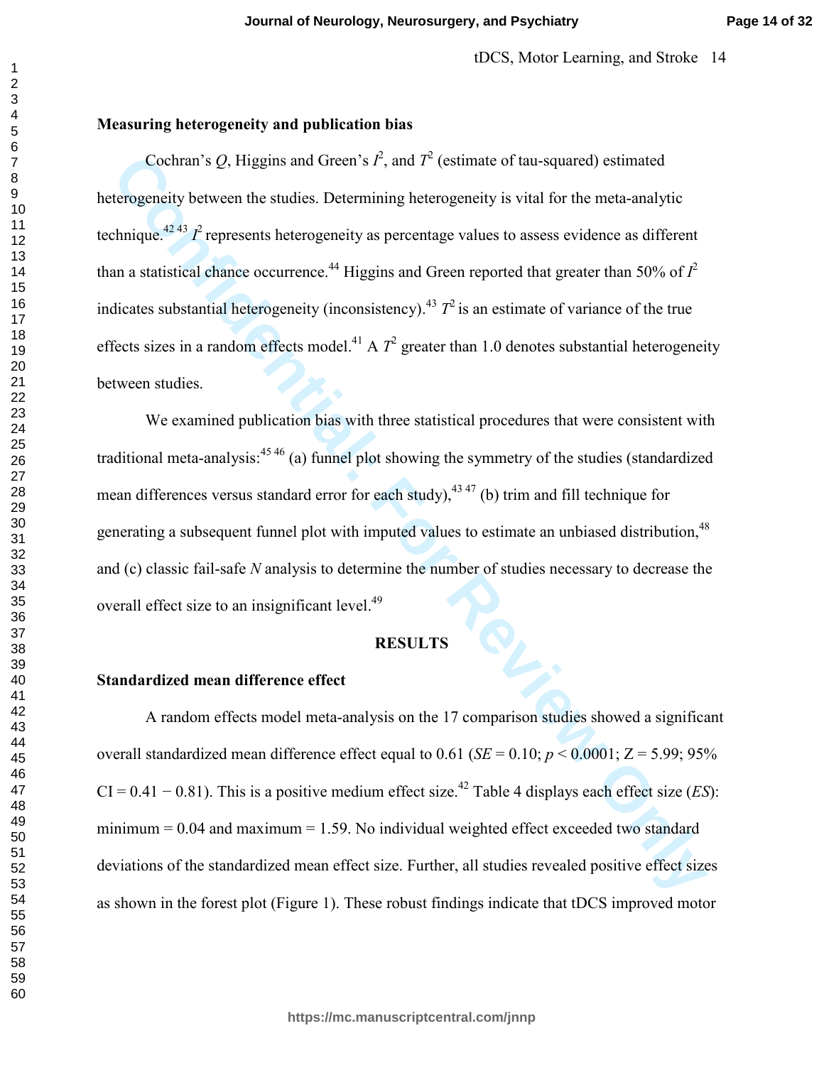### Measuring heterogeneity and publication bias

Cochran's $Q$, Higgins and Green's $I^2$, and $T^2$ (estimate of tau-squared) estimated heterogeneity between the studies. Determining heterogeneity is vital for the meta-analytic technique.[42,43] $I^2$ represents heterogeneity as percentage values to assess evidence as different than a statistical chance occurrence.[44] Higgins and Green reported that greater than 50% of $I^2$ indicates substantial heterogeneity (inconsistency).[43] $T^2$ is an estimate of variance of the true effects sizes in a random effects model.[41] A $T^2$ greater than 1.0 denotes substantial heterogeneity between studies.

We examined publication bias with three statistical procedures that were consistent with traditional meta-analysis:[45,46] (a) funnel plot showing the symmetry of the studies (standardized mean differences versus standard error for each study),[43,47] (b) trim and fill technique for generating a subsequent funnel plot with imputed values to estimate an unbiased distribution,[48] and (c) classic fail-safe *N* analysis to determine the number of studies necessary to decrease the overall effect size to an insignificant level.[49]

## RESULTS

### Standardized mean difference effect

A random effects model meta-analysis on the 17 comparison studies showed a significant overall standardized mean difference effect equal to 0.61 ($SE$ = 0.10; $p < 0.0001$; Z = 5.99; 95% CI = 0.41 − 0.81). This is a positive medium effect size.[42] Table 4 displays each effect size (*ES*): minimum = 0.04 and maximum = 1.59. No individual weighted effect exceeded two standard deviations of the standardized mean effect size. Further, all studies revealed positive effect sizes as shown in the forest plot (Figure 1). These robust findings indicate that tDCS improved motor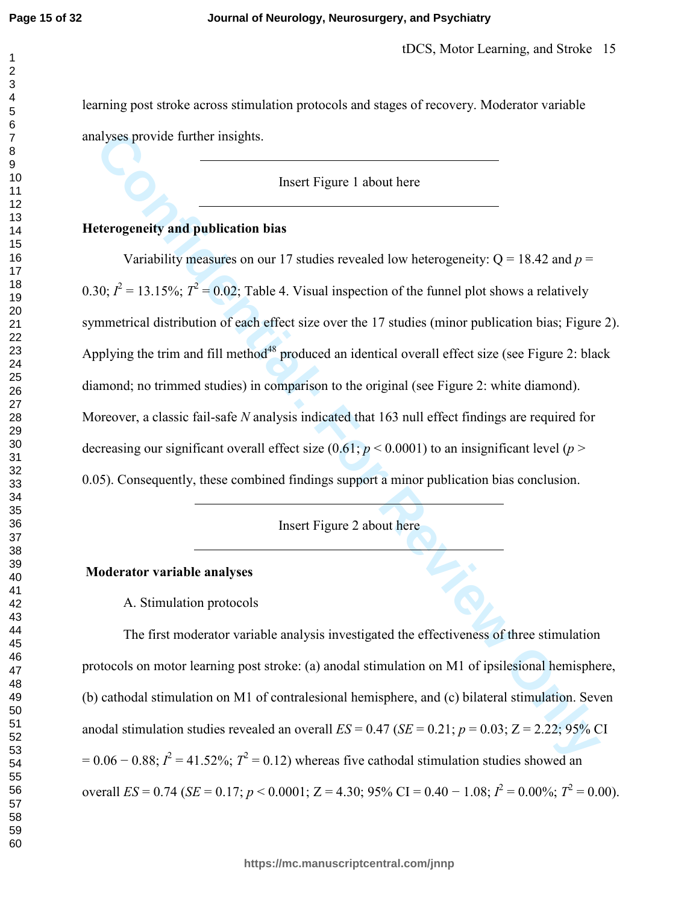learning post stroke across stimulation protocols and stages of recovery. Moderator variable analyses provide further insights.

Insert Figure 1 about here

**Heterogeneity and publication bias**

Variability measures on our 17 studies revealed low heterogeneity: Q = 18.42 and $p$ = 0.30; $I^2$ = 13.15%; $T^2$ = 0.02; Table 4. Visual inspection of the funnel plot shows a relatively symmetrical distribution of each effect size over the 17 studies (minor publication bias; Figure 2). Applying the trim and fill method[48] produced an identical overall effect size (see Figure 2: black diamond; no trimmed studies) in comparison to the original (see Figure 2: white diamond). Moreover, a classic fail-safe *N* analysis indicated that 163 null effect findings are required for decreasing our significant overall effect size (0.61; $p$ < 0.0001) to an insignificant level ($p$ > 0.05). Consequently, these combined findings support a minor publication bias conclusion.

Insert Figure 2 about here

**Moderator variable analyses**

A. Stimulation protocols

The first moderator variable analysis investigated the effectiveness of three stimulation protocols on motor learning post stroke: (a) anodal stimulation on M1 of ipsilesional hemisphere, (b) cathodal stimulation on M1 of contralesional hemisphere, and (c) bilateral stimulation. Seven anodal stimulation studies revealed an overall *ES* = 0.47 (*SE* = 0.21; $p$ = 0.03; Z = 2.22; 95% CI = 0.06 − 0.88; $I^2$ = 41.52%; $T^2$ = 0.12) whereas five cathodal stimulation studies showed an overall *ES* = 0.74 (*SE* = 0.17; $p$ < 0.0001; Z = 4.30; 95% CI = 0.40 − 1.08; $I^2$ = 0.00%; $T^2$ = 0.00).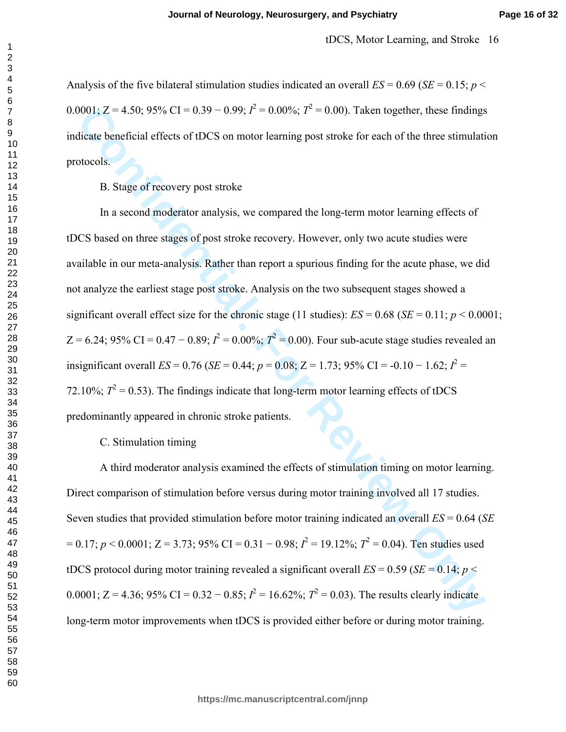Analysis of the five bilateral stimulation studies indicated an overall *ES* = 0.69 (*SE* = 0.15; $p <$ 0.0001; Z = 4.50; 95% CI = 0.39 − 0.99; $I^2$ = 0.00%; $T^2$ = 0.00). Taken together, these findings indicate beneficial effects of tDCS on motor learning post stroke for each of the three stimulation protocols.

B. Stage of recovery post stroke

In a second moderator analysis, we compared the long-term motor learning effects of tDCS based on three stages of post stroke recovery. However, only two acute studies were available in our meta-analysis. Rather than report a spurious finding for the acute phase, we did not analyze the earliest stage post stroke. Analysis on the two subsequent stages showed a significant overall effect size for the chronic stage (11 studies): *ES* = 0.68 (*SE* = 0.11; $p < 0.0001$; Z = 6.24; 95% CI = 0.47 − 0.89; $I^2$ = 0.00%; $T^2$ = 0.00). Four sub-acute stage studies revealed an insignificant overall *ES* = 0.76 (*SE* = 0.44; $p = 0.08$; Z = 1.73; 95% CI = -0.10 − 1.62; $I^2$ = 72.10%; $T^2$ = 0.53). The findings indicate that long-term motor learning effects of tDCS predominantly appeared in chronic stroke patients.

C. Stimulation timing

A third moderator analysis examined the effects of stimulation timing on motor learning. Direct comparison of stimulation before versus during motor training involved all 17 studies. Seven studies that provided stimulation before motor training indicated an overall *ES* = 0.64 (*SE* = 0.17; $p < 0.0001$; Z = 3.73; 95% CI = 0.31 − 0.98; $I^2$ = 19.12%; $T^2$ = 0.04). Ten studies used tDCS protocol during motor training revealed a significant overall *ES* = 0.59 (*SE* = 0.14; $p <$ 0.0001; Z = 4.36; 95% CI = 0.32 − 0.85; $I^2$ = 16.62%; $T^2$ = 0.03). The results clearly indicate long-term motor improvements when tDCS is provided either before or during motor training.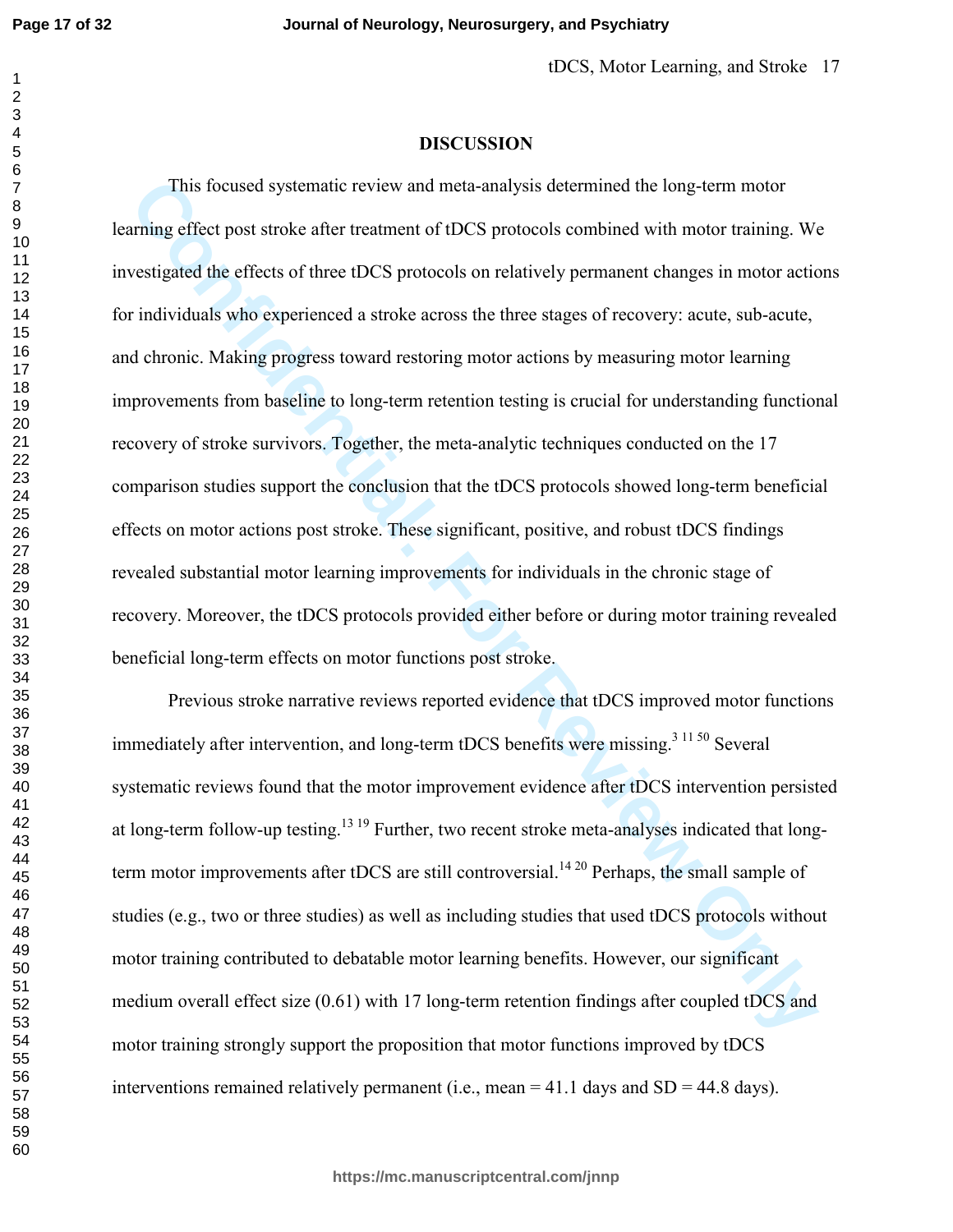## DISCUSSION

This focused systematic review and meta-analysis determined the long-term motor learning effect post stroke after treatment of tDCS protocols combined with motor training. We investigated the effects of three tDCS protocols on relatively permanent changes in motor actions for individuals who experienced a stroke across the three stages of recovery: acute, sub-acute, and chronic. Making progress toward restoring motor actions by measuring motor learning improvements from baseline to long-term retention testing is crucial for understanding functional recovery of stroke survivors. Together, the meta-analytic techniques conducted on the 17 comparison studies support the conclusion that the tDCS protocols showed long-term beneficial effects on motor actions post stroke. These significant, positive, and robust tDCS findings revealed substantial motor learning improvements for individuals in the chronic stage of recovery. Moreover, the tDCS protocols provided either before or during motor training revealed beneficial long-term effects on motor functions post stroke.

Previous stroke narrative reviews reported evidence that tDCS improved motor functions immediately after intervention, and long-term tDCS benefits were missing.[3 11 50] Several systematic reviews found that the motor improvement evidence after tDCS intervention persisted at long-term follow-up testing.[13 19] Further, two recent stroke meta-analyses indicated that long-term motor improvements after tDCS are still controversial.[14 20] Perhaps, the small sample of studies (e.g., two or three studies) as well as including studies that used tDCS protocols without motor training contributed to debatable motor learning benefits. However, our significant medium overall effect size (0.61) with 17 long-term retention findings after coupled tDCS and motor training strongly support the proposition that motor functions improved by tDCS interventions remained relatively permanent (i.e., mean = 41.1 days and SD = 44.8 days).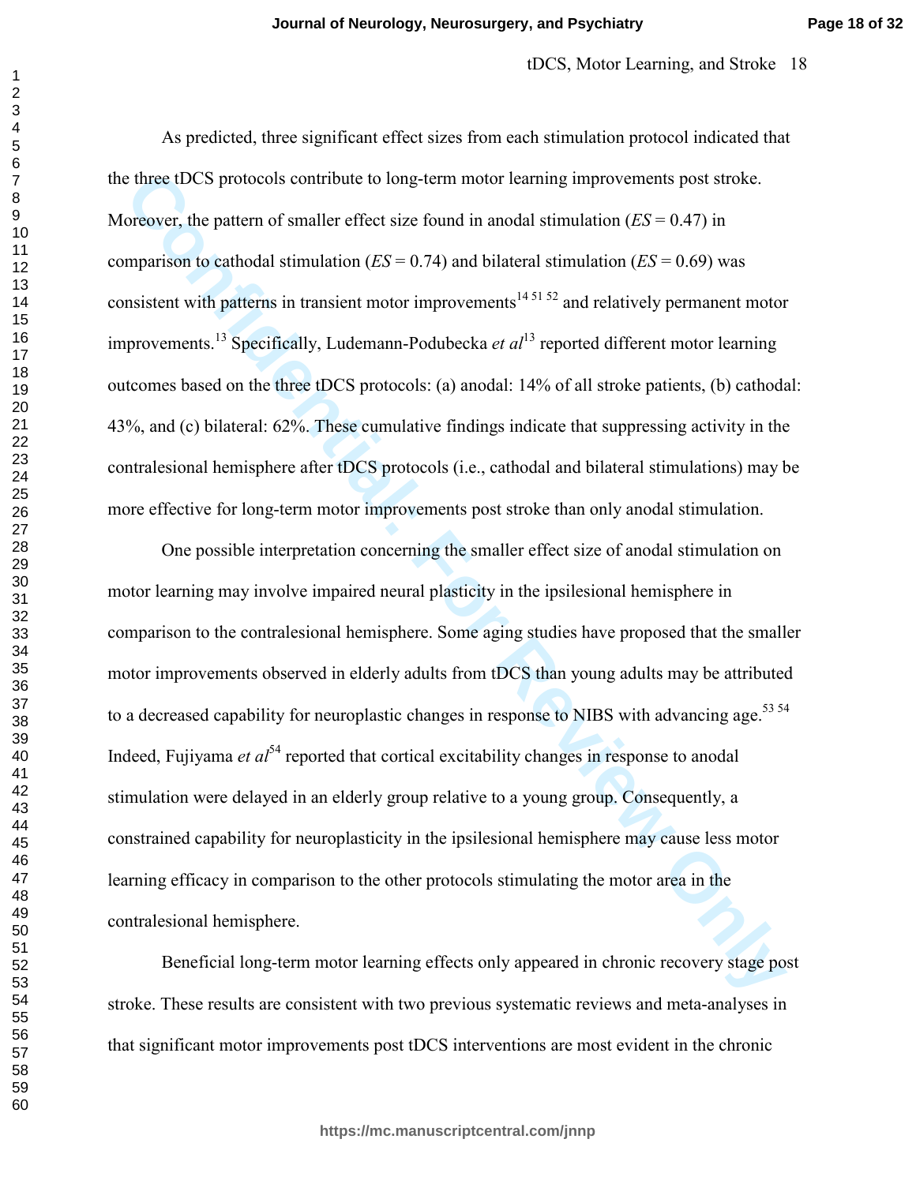As predicted, three significant effect sizes from each stimulation protocol indicated that the three tDCS protocols contribute to long-term motor learning improvements post stroke. Moreover, the pattern of smaller effect size found in anodal stimulation (*ES* = 0.47) in comparison to cathodal stimulation (*ES* = 0.74) and bilateral stimulation (*ES* = 0.69) was consistent with patterns in transient motor improvements[14 51 52] and relatively permanent motor improvements.[13] Specifically, Ludemann-Podubecka *et al*[13] reported different motor learning outcomes based on the three tDCS protocols: (a) anodal: 14% of all stroke patients, (b) cathodal: 43%, and (c) bilateral: 62%. These cumulative findings indicate that suppressing activity in the contralesional hemisphere after tDCS protocols (i.e., cathodal and bilateral stimulations) may be more effective for long-term motor improvements post stroke than only anodal stimulation.

One possible interpretation concerning the smaller effect size of anodal stimulation on motor learning may involve impaired neural plasticity in the ipsilesional hemisphere in comparison to the contralesional hemisphere. Some aging studies have proposed that the smaller motor improvements observed in elderly adults from tDCS than young adults may be attributed to a decreased capability for neuroplastic changes in response to NIBS with advancing age.[53 54] Indeed, Fujiyama *et al*[54] reported that cortical excitability changes in response to anodal stimulation were delayed in an elderly group relative to a young group. Consequently, a constrained capability for neuroplasticity in the ipsilesional hemisphere may cause less motor learning efficacy in comparison to the other protocols stimulating the motor area in the contralesional hemisphere.

Beneficial long-term motor learning effects only appeared in chronic recovery stage post stroke. These results are consistent with two previous systematic reviews and meta-analyses in that significant motor improvements post tDCS interventions are most evident in the chronic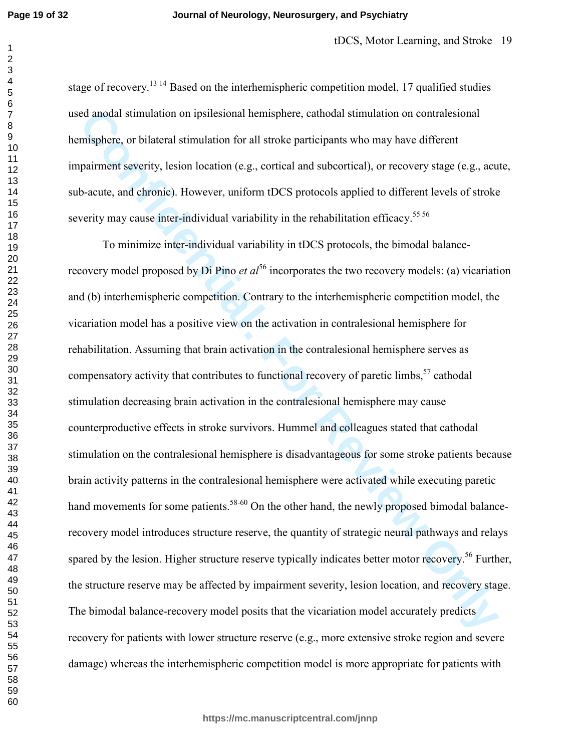stage of recovery.[13 14] Based on the interhemispheric competition model, 17 qualified studies used anodal stimulation on ipsilesional hemisphere, cathodal stimulation on contralesional hemisphere, or bilateral stimulation for all stroke participants who may have different impairment severity, lesion location (e.g., cortical and subcortical), or recovery stage (e.g., acute, sub-acute, and chronic). However, uniform tDCS protocols applied to different levels of stroke severity may cause inter-individual variability in the rehabilitation efficacy.[55 56]

To minimize inter-individual variability in tDCS protocols, the bimodal balance-recovery model proposed by Di Pino *et al*[56] incorporates the two recovery models: (a) vicariation and (b) interhemispheric competition. Contrary to the interhemispheric competition model, the vicariation model has a positive view on the activation in contralesional hemisphere for rehabilitation. Assuming that brain activation in the contralesional hemisphere serves as compensatory activity that contributes to functional recovery of paretic limbs,[57] cathodal stimulation decreasing brain activation in the contralesional hemisphere may cause counterproductive effects in stroke survivors. Hummel and colleagues stated that cathodal stimulation on the contralesional hemisphere is disadvantageous for some stroke patients because brain activity patterns in the contralesional hemisphere were activated while executing paretic hand movements for some patients.[58-60] On the other hand, the newly proposed bimodal balance-recovery model introduces structure reserve, the quantity of strategic neural pathways and relays spared by the lesion. Higher structure reserve typically indicates better motor recovery.[56] Further, the structure reserve may be affected by impairment severity, lesion location, and recovery stage. The bimodal balance-recovery model posits that the vicariation model accurately predicts recovery for patients with lower structure reserve (e.g., more extensive stroke region and severe damage) whereas the interhemispheric competition model is more appropriate for patients with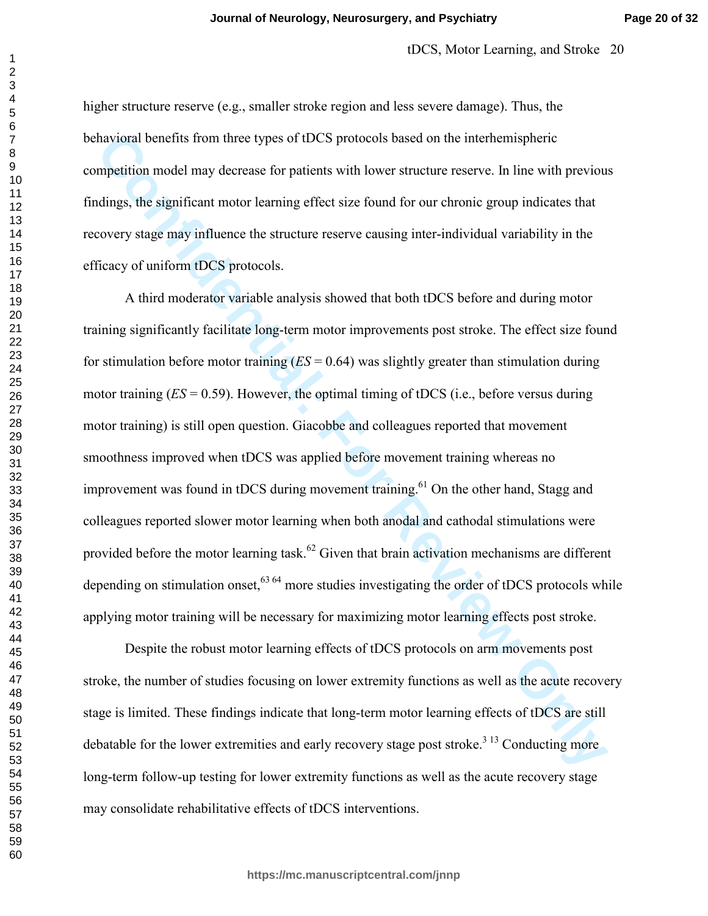higher structure reserve (e.g., smaller stroke region and less severe damage). Thus, the behavioral benefits from three types of tDCS protocols based on the interhemispheric competition model may decrease for patients with lower structure reserve. In line with previous findings, the significant motor learning effect size found for our chronic group indicates that recovery stage may influence the structure reserve causing inter-individual variability in the efficacy of uniform tDCS protocols.

A third moderator variable analysis showed that both tDCS before and during motor training significantly facilitate long-term motor improvements post stroke. The effect size found for stimulation before motor training (*ES* = 0.64) was slightly greater than stimulation during motor training (*ES* = 0.59). However, the optimal timing of tDCS (i.e., before versus during motor training) is still open question. Giacobbe and colleagues reported that movement smoothness improved when tDCS was applied before movement training whereas no improvement was found in tDCS during movement training.[61] On the other hand, Stagg and colleagues reported slower motor learning when both anodal and cathodal stimulations were provided before the motor learning task.[62] Given that brain activation mechanisms are different depending on stimulation onset,[63 64] more studies investigating the order of tDCS protocols while applying motor training will be necessary for maximizing motor learning effects post stroke.

Despite the robust motor learning effects of tDCS protocols on arm movements post stroke, the number of studies focusing on lower extremity functions as well as the acute recovery stage is limited. These findings indicate that long-term motor learning effects of tDCS are still debatable for the lower extremities and early recovery stage post stroke.[3 13] Conducting more long-term follow-up testing for lower extremity functions as well as the acute recovery stage may consolidate rehabilitative effects of tDCS interventions.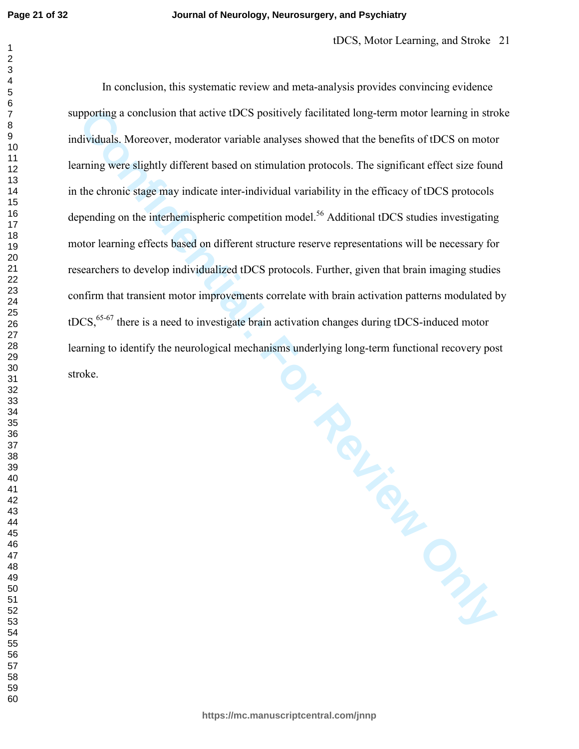In conclusion, this systematic review and meta-analysis provides convincing evidence supporting a conclusion that active tDCS positively facilitated long-term motor learning in stroke individuals. Moreover, moderator variable analyses showed that the benefits of tDCS on motor learning were slightly different based on stimulation protocols. The significant effect size found in the chronic stage may indicate inter-individual variability in the efficacy of tDCS protocols depending on the interhemispheric competition model.[56] Additional tDCS studies investigating motor learning effects based on different structure reserve representations will be necessary for researchers to develop individualized tDCS protocols. Further, given that brain imaging studies confirm that transient motor improvements correlate with brain activation patterns modulated by tDCS,[65-67] there is a need to investigate brain activation changes during tDCS-induced motor learning to identify the neurological mechanisms underlying long-term functional recovery post stroke.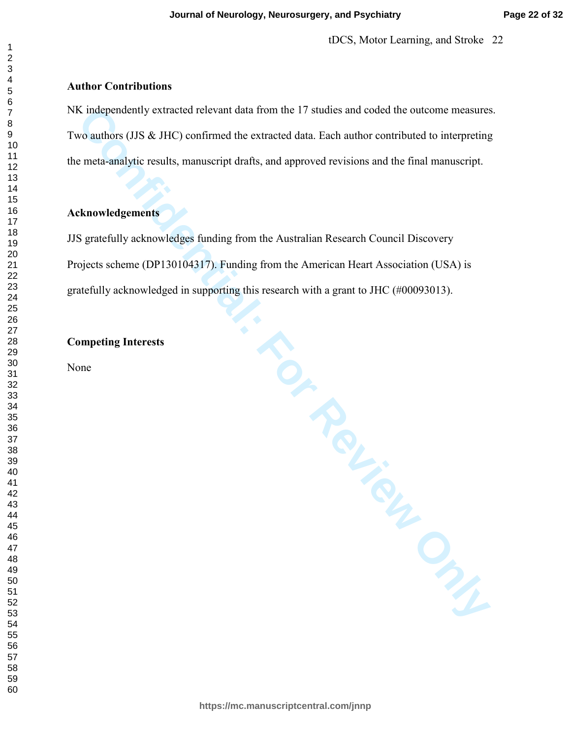## Author Contributions

NK independently extracted relevant data from the 17 studies and coded the outcome measures. Two authors (JJS & JHC) confirmed the extracted data. Each author contributed to interpreting the meta-analytic results, manuscript drafts, and approved revisions and the final manuscript.

## Acknowledgements

JJS gratefully acknowledges funding from the Australian Research Council Discovery Projects scheme (DP130104317). Funding from the American Heart Association (USA) is gratefully acknowledged in supporting this research with a grant to JHC (#00093013).

## Competing Interests

None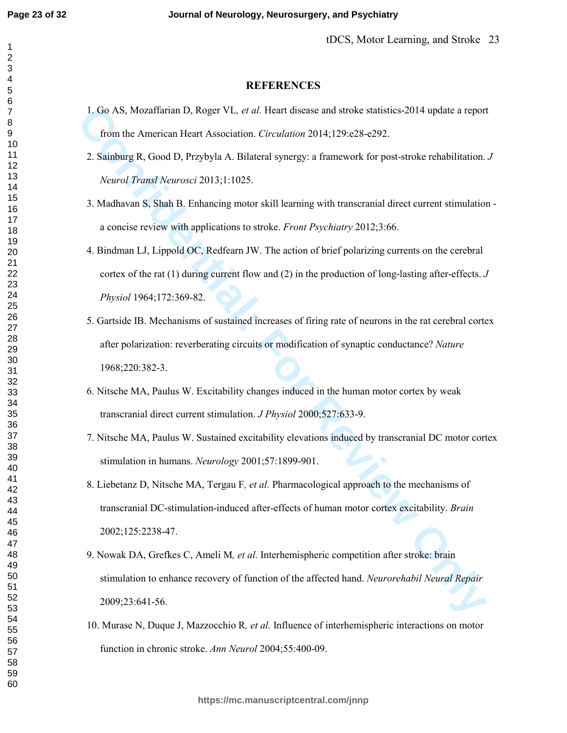## REFERENCES

1. Go AS, Mozaffarian D, Roger VL*, et al.* Heart disease and stroke statistics-2014 update a report from the American Heart Association. *Circulation* 2014;129:e28-e292.

2. Sainburg R, Good D, Przybyla A. Bilateral synergy: a framework for post-stroke rehabilitation. *J Neurol Transl Neurosci* 2013;1:1025.

3. Madhavan S, Shah B. Enhancing motor skill learning with transcranial direct current stimulation - a concise review with applications to stroke. *Front Psychiatry* 2012;3:66.

4. Bindman LJ, Lippold OC, Redfearn JW. The action of brief polarizing currents on the cerebral cortex of the rat (1) during current flow and (2) in the production of long-lasting after-effects. *J Physiol* 1964;172:369-82.

5. Gartside IB. Mechanisms of sustained increases of firing rate of neurons in the rat cerebral cortex after polarization: reverberating circuits or modification of synaptic conductance? *Nature* 1968;220:382-3.

6. Nitsche MA, Paulus W. Excitability changes induced in the human motor cortex by weak transcranial direct current stimulation. *J Physiol* 2000;527:633-9.

7. Nitsche MA, Paulus W. Sustained excitability elevations induced by transcranial DC motor cortex stimulation in humans. *Neurology* 2001;57:1899-901.

8. Liebetanz D, Nitsche MA, Tergau F*, et al.* Pharmacological approach to the mechanisms of transcranial DC-stimulation-induced after-effects of human motor cortex excitability. *Brain* 2002;125:2238-47.

9. Nowak DA, Grefkes C, Ameli M*, et al.* Interhemispheric competition after stroke: brain stimulation to enhance recovery of function of the affected hand. *Neurorehabil Neural Repair* 2009;23:641-56.

10. Murase N, Duque J, Mazzocchio R*, et al.* Influence of interhemispheric interactions on motor function in chronic stroke. *Ann Neurol* 2004;55:400-09.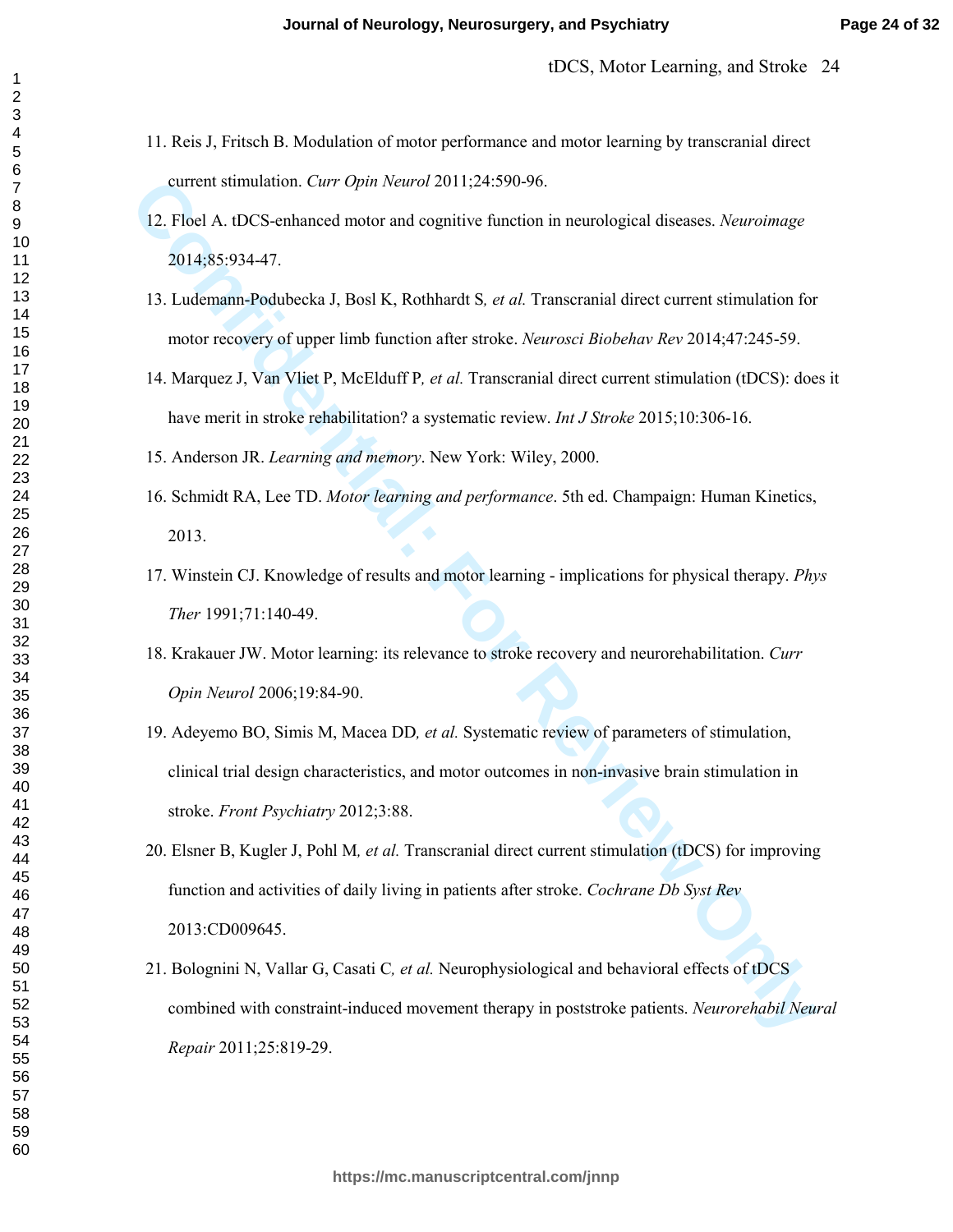11. Reis J, Fritsch B. Modulation of motor performance and motor learning by transcranial direct current stimulation. *Curr Opin Neurol* 2011;24:590-96.

12. Floel A. tDCS-enhanced motor and cognitive function in neurological diseases. *Neuroimage* 2014;85:934-47.

13. Ludemann-Podubecka J, Bosl K, Rothhardt S*, et al.* Transcranial direct current stimulation for motor recovery of upper limb function after stroke. *Neurosci Biobehav Rev* 2014;47:245-59.

14. Marquez J, Van Vliet P, McElduff P*, et al.* Transcranial direct current stimulation (tDCS): does it have merit in stroke rehabilitation? a systematic review. *Int J Stroke* 2015;10:306-16.

15. Anderson JR. *Learning and memory*. New York: Wiley, 2000.

16. Schmidt RA, Lee TD. *Motor learning and performance*. 5th ed. Champaign: Human Kinetics, 2013.

17. Winstein CJ. Knowledge of results and motor learning - implications for physical therapy. *Phys Ther* 1991;71:140-49.

18. Krakauer JW. Motor learning: its relevance to stroke recovery and neurorehabilitation. *Curr Opin Neurol* 2006;19:84-90.

19. Adeyemo BO, Simis M, Macea DD*, et al.* Systematic review of parameters of stimulation, clinical trial design characteristics, and motor outcomes in non-invasive brain stimulation in stroke. *Front Psychiatry* 2012;3:88.

20. Elsner B, Kugler J, Pohl M*, et al.* Transcranial direct current stimulation (tDCS) for improving function and activities of daily living in patients after stroke. *Cochrane Db Syst Rev* 2013:CD009645.

21. Bolognini N, Vallar G, Casati C*, et al.* Neurophysiological and behavioral effects of tDCS combined with constraint-induced movement therapy in poststroke patients. *Neurorehabil Neural Repair* 2011;25:819-29.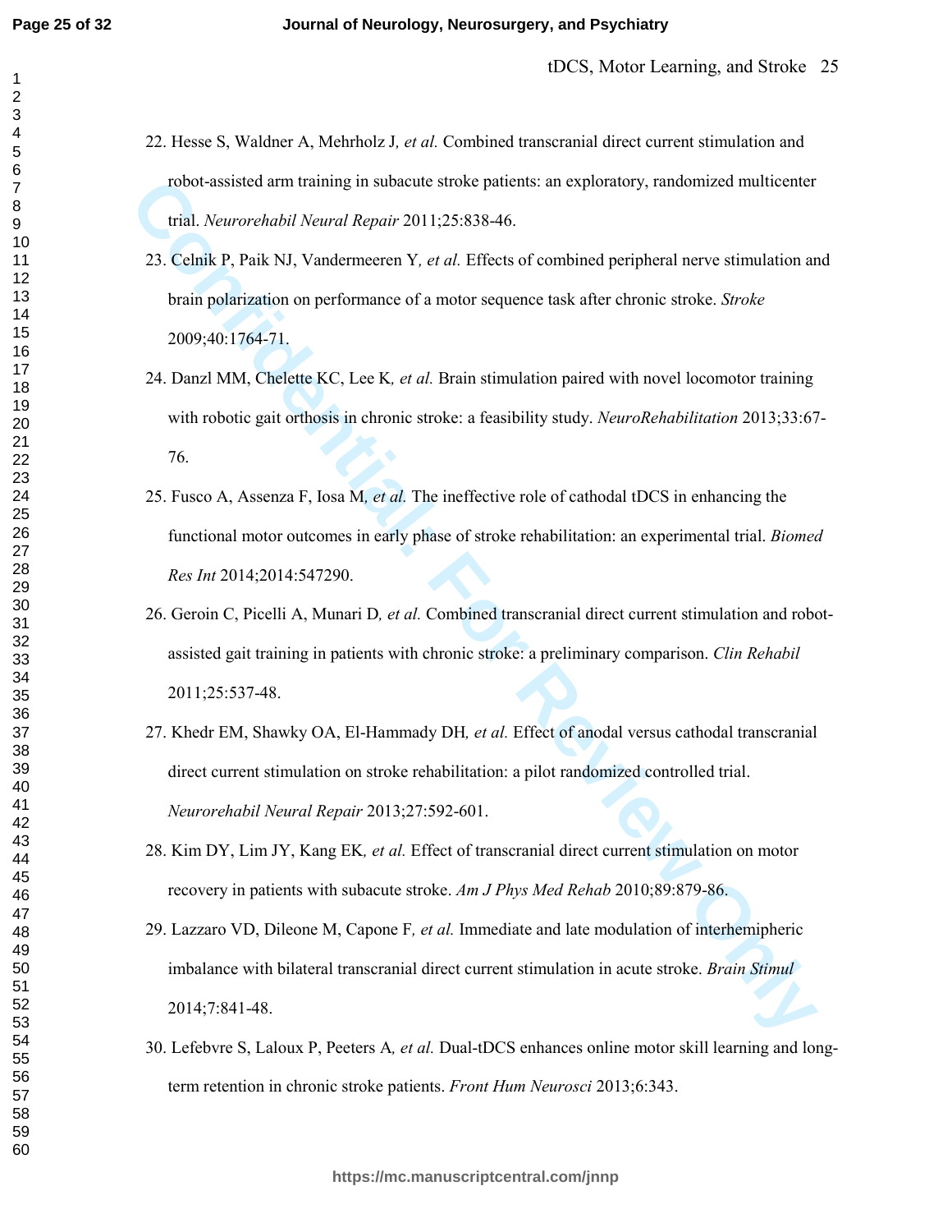22. Hesse S, Waldner A, Mehrholz J, *et al.* Combined transcranial direct current stimulation and robot-assisted arm training in subacute stroke patients: an exploratory, randomized multicenter trial. *Neurorehabil Neural Repair* 2011;25:838-46.

23. Celnik P, Paik NJ, Vandermeeren Y, *et al.* Effects of combined peripheral nerve stimulation and brain polarization on performance of a motor sequence task after chronic stroke. *Stroke* 2009;40:1764-71.

24. Danzl MM, Chelette KC, Lee K, *et al.* Brain stimulation paired with novel locomotor training with robotic gait orthosis in chronic stroke: a feasibility study. *NeuroRehabilitation* 2013;33:67-76.

25. Fusco A, Assenza F, Iosa M, *et al.* The ineffective role of cathodal tDCS in enhancing the functional motor outcomes in early phase of stroke rehabilitation: an experimental trial. *Biomed Res Int* 2014;2014:547290.

26. Geroin C, Picelli A, Munari D, *et al.* Combined transcranial direct current stimulation and robot-assisted gait training in patients with chronic stroke: a preliminary comparison. *Clin Rehabil* 2011;25:537-48.

27. Khedr EM, Shawky OA, El-Hammady DH, *et al.* Effect of anodal versus cathodal transcranial direct current stimulation on stroke rehabilitation: a pilot randomized controlled trial. *Neurorehabil Neural Repair* 2013;27:592-601.

28. Kim DY, Lim JY, Kang EK, *et al.* Effect of transcranial direct current stimulation on motor recovery in patients with subacute stroke. *Am J Phys Med Rehab* 2010;89:879-86.

29. Lazzaro VD, Dileone M, Capone F, *et al.* Immediate and late modulation of interhemipheric imbalance with bilateral transcranial direct current stimulation in acute stroke. *Brain Stimul* 2014;7:841-48.

30. Lefebvre S, Laloux P, Peeters A, *et al.* Dual-tDCS enhances online motor skill learning and long-term retention in chronic stroke patients. *Front Hum Neurosci* 2013;6:343.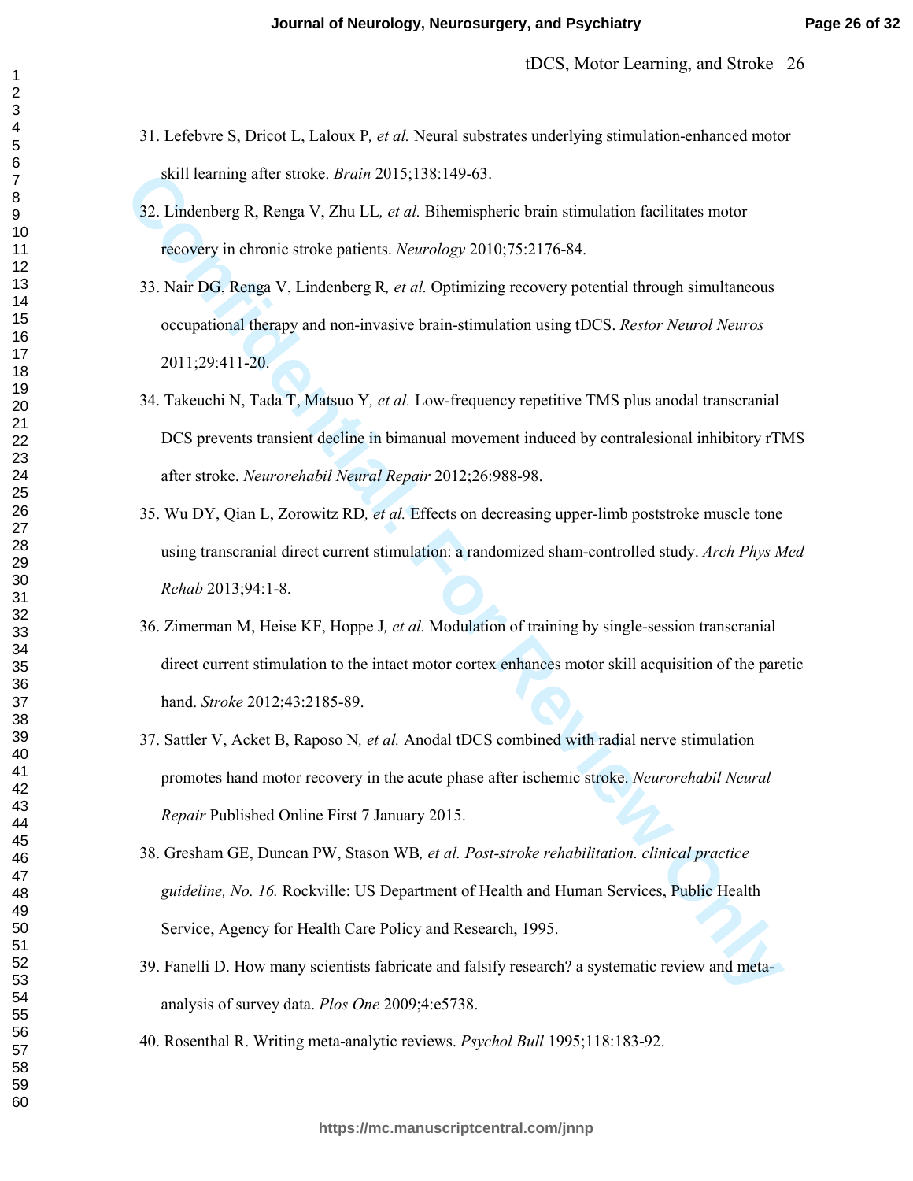31. Lefebvre S, Dricot L, Laloux P*, et al.* Neural substrates underlying stimulation-enhanced motor skill learning after stroke. *Brain* 2015;138:149-63.

32. Lindenberg R, Renga V, Zhu LL*, et al.* Bihemispheric brain stimulation facilitates motor recovery in chronic stroke patients. *Neurology* 2010;75:2176-84.

33. Nair DG, Renga V, Lindenberg R*, et al.* Optimizing recovery potential through simultaneous occupational therapy and non-invasive brain-stimulation using tDCS. *Restor Neurol Neuros* 2011;29:411-20.

34. Takeuchi N, Tada T, Matsuo Y*, et al.* Low-frequency repetitive TMS plus anodal transcranial DCS prevents transient decline in bimanual movement induced by contralesional inhibitory rTMS after stroke. *Neurorehabil Neural Repair* 2012;26:988-98.

35. Wu DY, Qian L, Zorowitz RD*, et al.* Effects on decreasing upper-limb poststroke muscle tone using transcranial direct current stimulation: a randomized sham-controlled study. *Arch Phys Med Rehab* 2013;94:1-8.

36. Zimerman M, Heise KF, Hoppe J*, et al.* Modulation of training by single-session transcranial direct current stimulation to the intact motor cortex enhances motor skill acquisition of the paretic hand. *Stroke* 2012;43:2185-89.

37. Sattler V, Acket B, Raposo N*, et al.* Anodal tDCS combined with radial nerve stimulation promotes hand motor recovery in the acute phase after ischemic stroke. *Neurorehabil Neural Repair* Published Online First 7 January 2015.

38. Gresham GE, Duncan PW, Stason WB*, et al. Post-stroke rehabilitation. clinical practice guideline, No. 16.* Rockville: US Department of Health and Human Services, Public Health Service, Agency for Health Care Policy and Research, 1995.

39. Fanelli D. How many scientists fabricate and falsify research? a systematic review and meta-analysis of survey data. *Plos One* 2009;4:e5738.

40. Rosenthal R. Writing meta-analytic reviews. *Psychol Bull* 1995;118:183-92.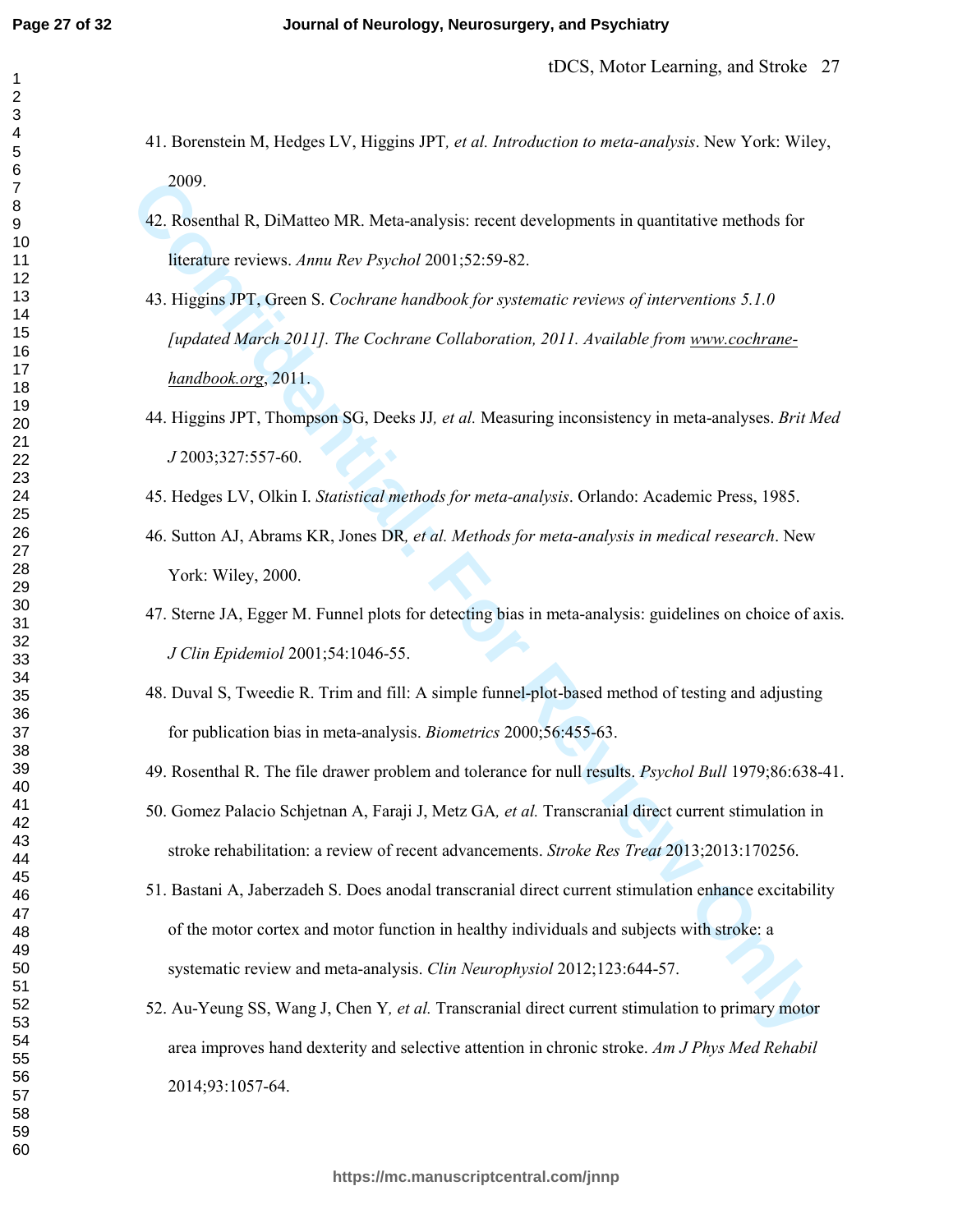41. Borenstein M, Hedges LV, Higgins JPT*, et al. Introduction to meta-analysis*. New York: Wiley, 2009.

42. Rosenthal R, DiMatteo MR. Meta-analysis: recent developments in quantitative methods for literature reviews. *Annu Rev Psychol* 2001;52:59-82.

43. Higgins JPT, Green S. *Cochrane handbook for systematic reviews of interventions 5.1.0 [updated March 2011]. The Cochrane Collaboration, 2011. Available from www.cochrane-handbook.org*, 2011.

44. Higgins JPT, Thompson SG, Deeks JJ*, et al.* Measuring inconsistency in meta-analyses. *Brit Med J* 2003;327:557-60.

45. Hedges LV, Olkin I. *Statistical methods for meta-analysis*. Orlando: Academic Press, 1985.

46. Sutton AJ, Abrams KR, Jones DR*, et al. Methods for meta-analysis in medical research*. New York: Wiley, 2000.

47. Sterne JA, Egger M. Funnel plots for detecting bias in meta-analysis: guidelines on choice of axis. *J Clin Epidemiol* 2001;54:1046-55.

48. Duval S, Tweedie R. Trim and fill: A simple funnel-plot-based method of testing and adjusting for publication bias in meta-analysis. *Biometrics* 2000;56:455-63.

49. Rosenthal R. The file drawer problem and tolerance for null results. *Psychol Bull* 1979;86:638-41.

50. Gomez Palacio Schjetnan A, Faraji J, Metz GA*, et al.* Transcranial direct current stimulation in stroke rehabilitation: a review of recent advancements. *Stroke Res Treat* 2013;2013:170256.

51. Bastani A, Jaberzadeh S. Does anodal transcranial direct current stimulation enhance excitability of the motor cortex and motor function in healthy individuals and subjects with stroke: a systematic review and meta-analysis. *Clin Neurophysiol* 2012;123:644-57.

52. Au-Yeung SS, Wang J, Chen Y*, et al.* Transcranial direct current stimulation to primary motor area improves hand dexterity and selective attention in chronic stroke. *Am J Phys Med Rehabil* 2014;93:1057-64.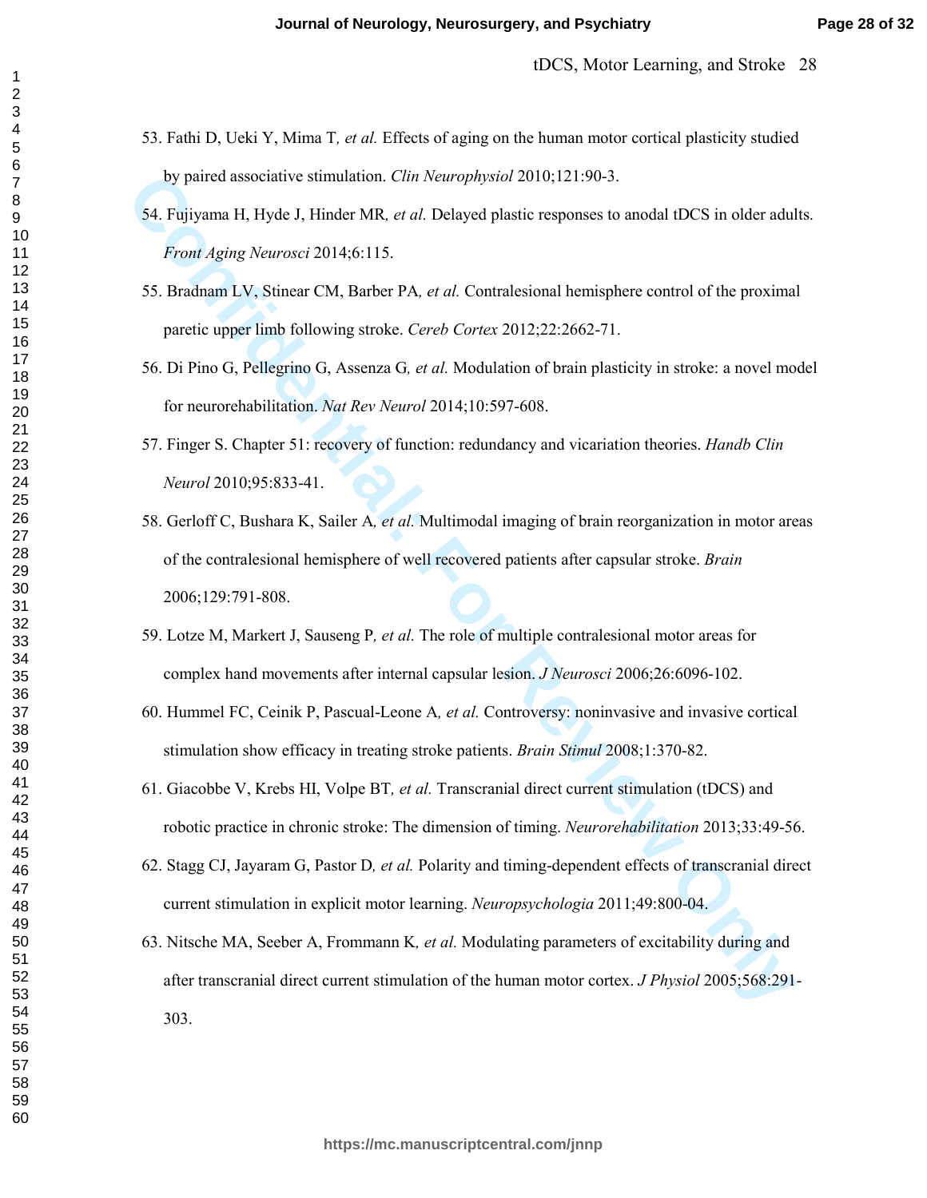53. Fathi D, Ueki Y, Mima T*, et al.* Effects of aging on the human motor cortical plasticity studied by paired associative stimulation. *Clin Neurophysiol* 2010;121:90-3.

54. Fujiyama H, Hyde J, Hinder MR*, et al.* Delayed plastic responses to anodal tDCS in older adults. *Front Aging Neurosci* 2014;6:115.

55. Bradnam LV, Stinear CM, Barber PA*, et al.* Contralesional hemisphere control of the proximal paretic upper limb following stroke. *Cereb Cortex* 2012;22:2662-71.

56. Di Pino G, Pellegrino G, Assenza G*, et al.* Modulation of brain plasticity in stroke: a novel model for neurorehabilitation. *Nat Rev Neurol* 2014;10:597-608.

57. Finger S. Chapter 51: recovery of function: redundancy and vicariation theories. *Handb Clin Neurol* 2010;95:833-41.

58. Gerloff C, Bushara K, Sailer A*, et al.* Multimodal imaging of brain reorganization in motor areas of the contralesional hemisphere of well recovered patients after capsular stroke. *Brain* 2006;129:791-808.

59. Lotze M, Markert J, Sauseng P*, et al.* The role of multiple contralesional motor areas for complex hand movements after internal capsular lesion. *J Neurosci* 2006;26:6096-102.

60. Hummel FC, Ceinik P, Pascual-Leone A*, et al.* Controversy: noninvasive and invasive cortical stimulation show efficacy in treating stroke patients. *Brain Stimul* 2008;1:370-82.

61. Giacobbe V, Krebs HI, Volpe BT*, et al.* Transcranial direct current stimulation (tDCS) and robotic practice in chronic stroke: The dimension of timing. *Neurorehabilitation* 2013;33:49-56.

62. Stagg CJ, Jayaram G, Pastor D*, et al.* Polarity and timing-dependent effects of transcranial direct current stimulation in explicit motor learning. *Neuropsychologia* 2011;49:800-04.

63. Nitsche MA, Seeber A, Frommann K*, et al.* Modulating parameters of excitability during and after transcranial direct current stimulation of the human motor cortex. *J Physiol* 2005;568:291-303.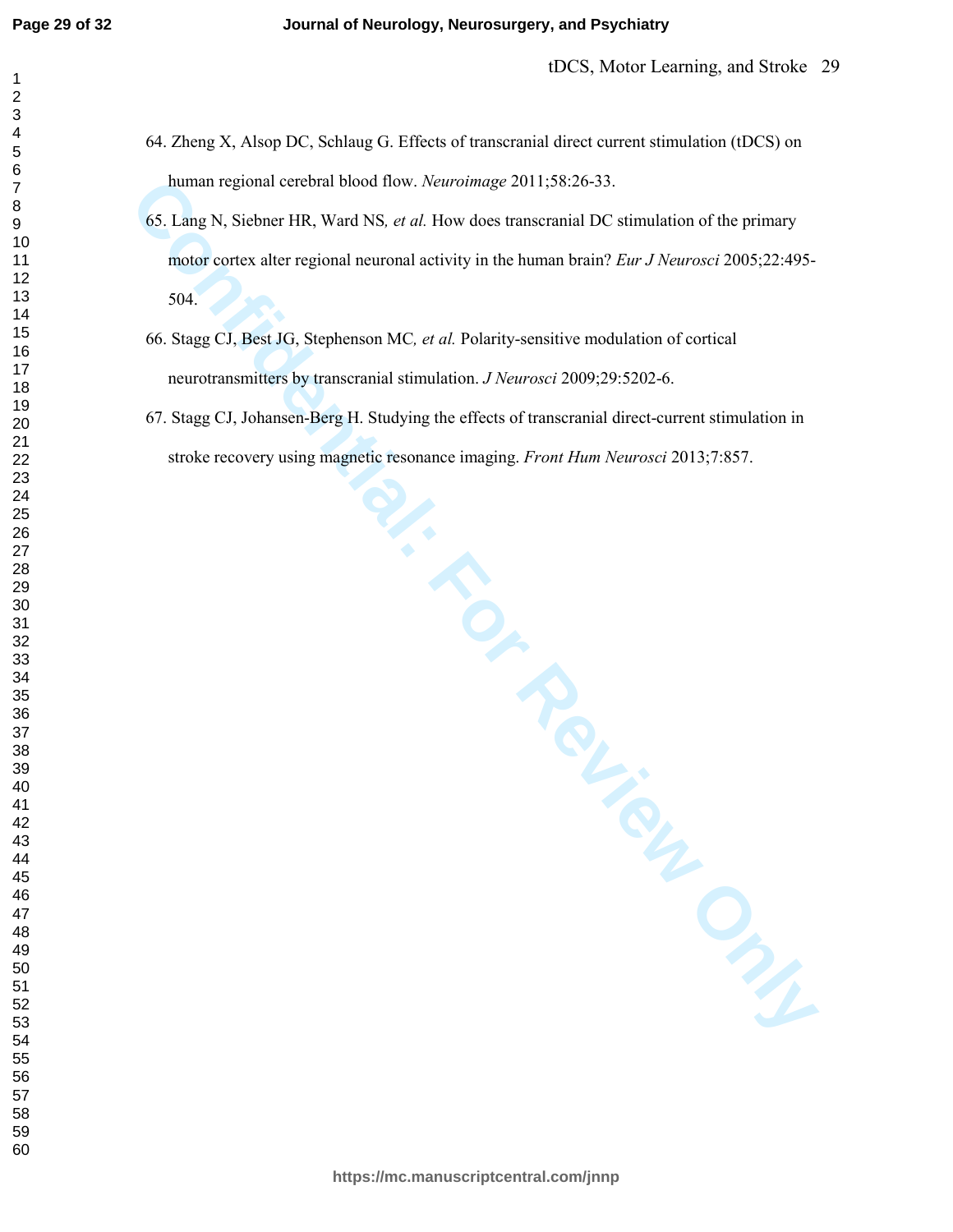64. Zheng X, Alsop DC, Schlaug G. Effects of transcranial direct current stimulation (tDCS) on human regional cerebral blood flow. *Neuroimage* 2011;58:26-33.

65. Lang N, Siebner HR, Ward NS*, et al.* How does transcranial DC stimulation of the primary motor cortex alter regional neuronal activity in the human brain? *Eur J Neurosci* 2005;22:495-504.

66. Stagg CJ, Best JG, Stephenson MC*, et al.* Polarity-sensitive modulation of cortical neurotransmitters by transcranial stimulation. *J Neurosci* 2009;29:5202-6.

67. Stagg CJ, Johansen-Berg H. Studying the effects of transcranial direct-current stimulation in stroke recovery using magnetic resonance imaging. *Front Hum Neurosci* 2013;7:857.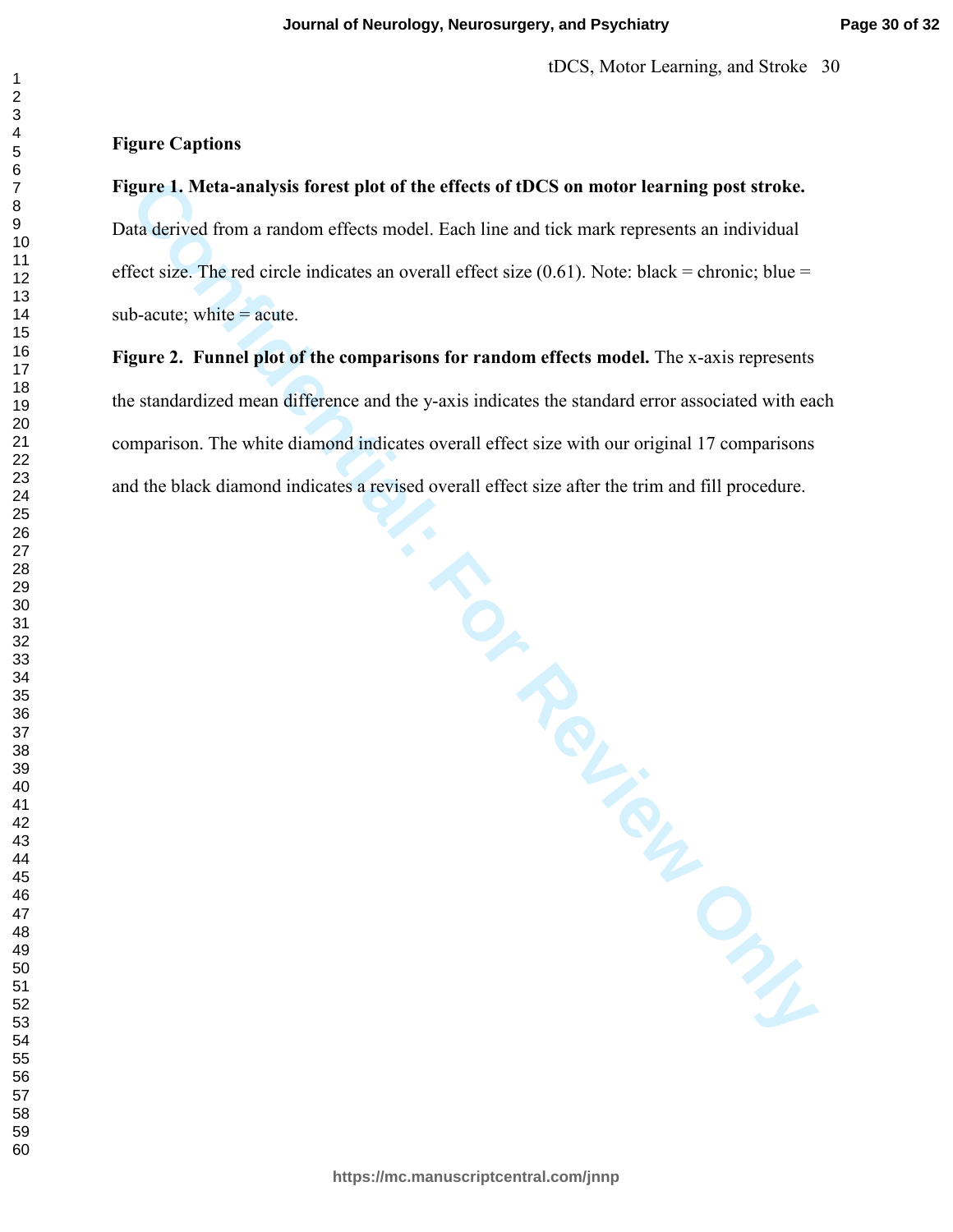**Figure Captions**

**Figure 1. Meta-analysis forest plot of the effects of tDCS on motor learning post stroke.** Data derived from a random effects model. Each line and tick mark represents an individual effect size. The red circle indicates an overall effect size (0.61). Note: black = chronic; blue = sub-acute; white = acute.

**Figure 2. Funnel plot of the comparisons for random effects model.** The x-axis represents the standardized mean difference and the y-axis indicates the standard error associated with each comparison. The white diamond indicates overall effect size with our original 17 comparisons and the black diamond indicates a revised overall effect size after the trim and fill procedure.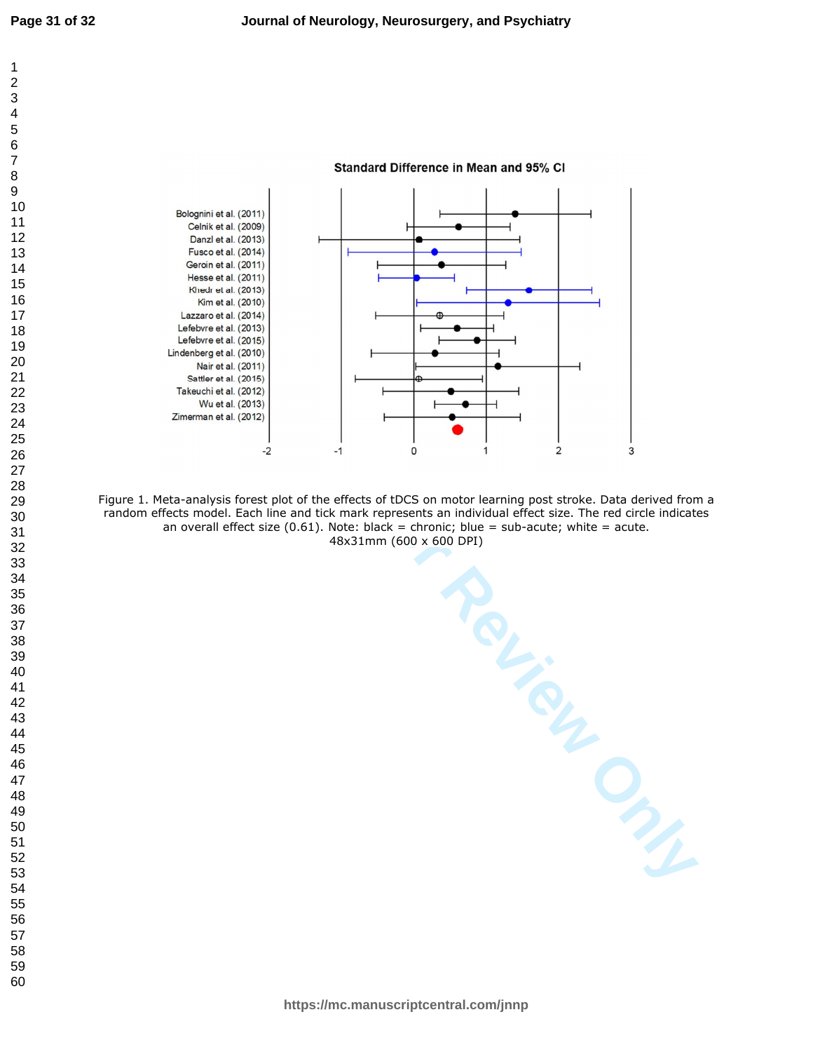Standard Difference in Mean and 95% CI

Bolognini et al. (2011)
Celnik et al. (2009)
Danzl et al. (2013)
Fusco et al. (2014)
Geroin et al. (2011)
Hesse et al. (2011)
Khedr et al. (2013)
Kim et al. (2010)
Lazzaro et al. (2014)
Lefebvre et al. (2013)
Lefebvre et al. (2015)
Lindenberg et al. (2010)
Nair et al. (2011)
Sattler et al. (2015)
Takeuchi et al. (2012)
Wu et al. (2013)
Zimerman et al. (2012)

-2 -1 0 1 2 3

Figure 1. Meta-analysis forest plot of the effects of tDCS on motor learning post stroke. Data derived from a random effects model. Each line and tick mark represents an individual effect size. The red circle indicates an overall effect size (0.61). Note: black = chronic; blue = sub-acute; white = acute.
48x31mm (600 x 600 DPI)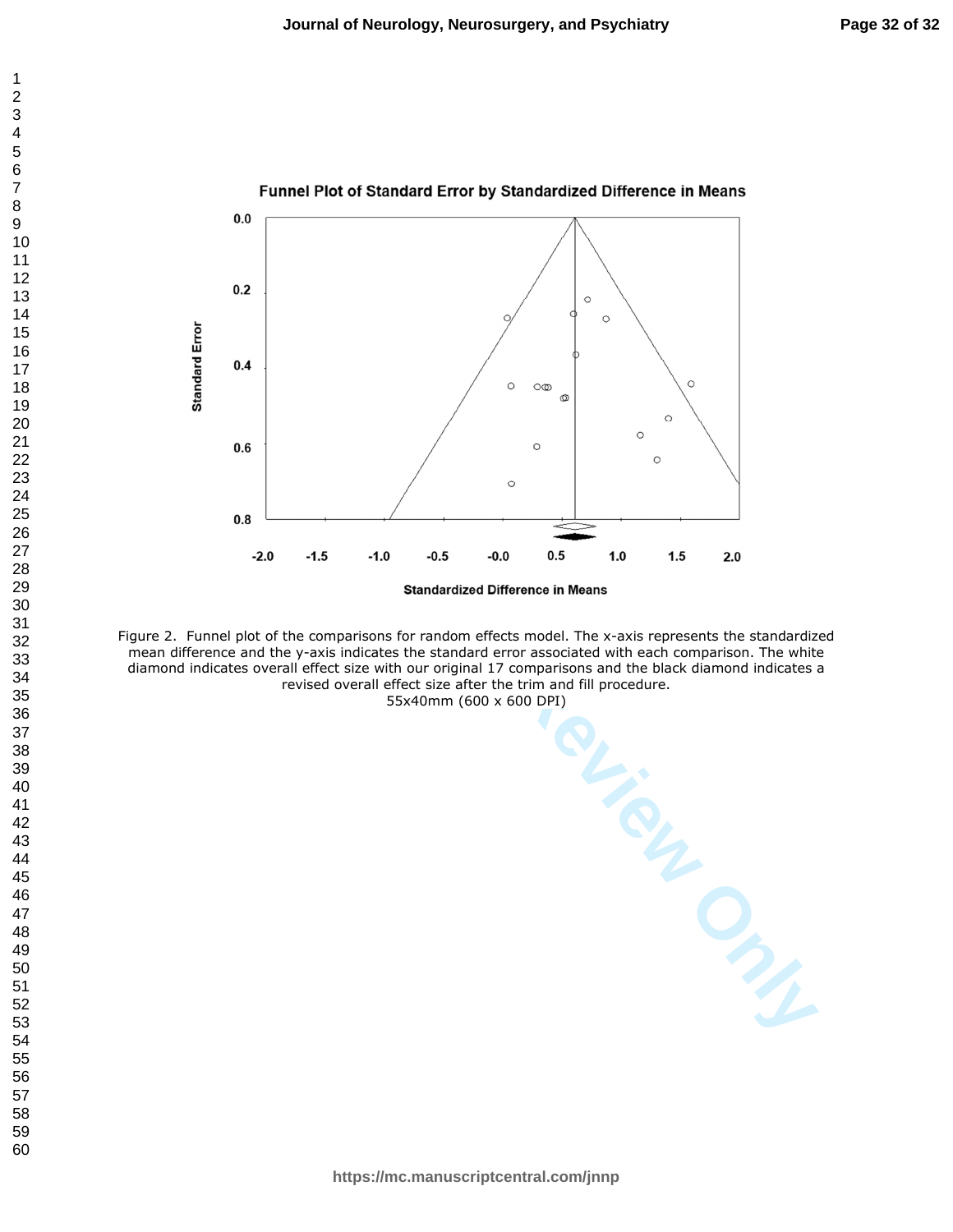Funnel Plot of Standard Error by Standardized Difference in Means

Standard Error

0.0

0.2

0.4

0.6

0.8

-2.0 -1.5 -1.0 -0.5 -0.0 0.5 1.0 1.5 2.0

Standardized Difference in Means

Figure 2. Funnel plot of the comparisons for random effects model. The x-axis represents the standardized mean difference and the y-axis indicates the standard error associated with each comparison. The white diamond indicates overall effect size with our original 17 comparisons and the black diamond indicates a revised overall effect size after the trim and fill procedure.
55x40mm (600 x 600 DPI)